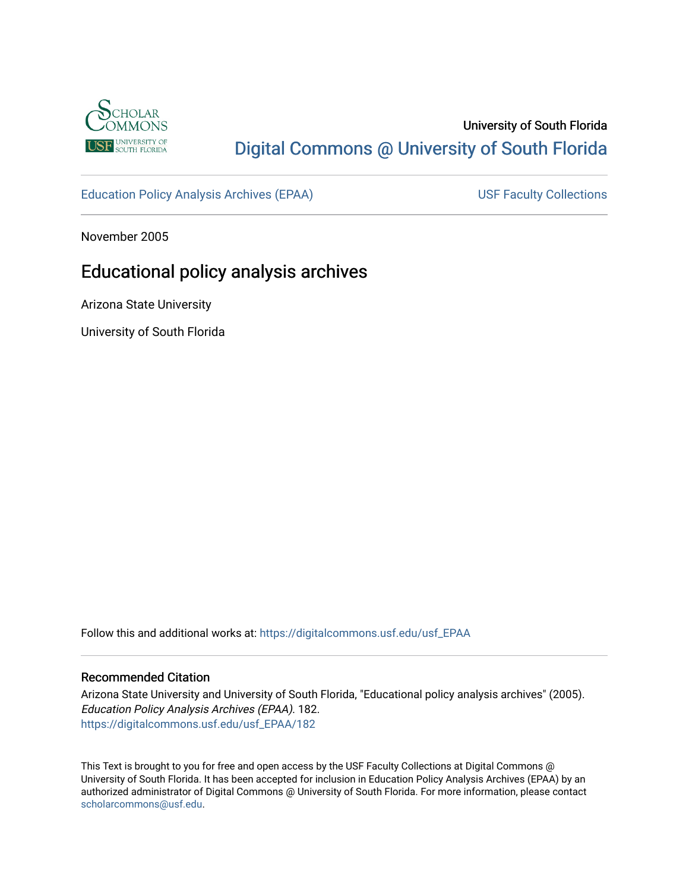University of South Florida

Digital Commons @ University of South Florida

Education Policy Analysis Archives (EPAA)

USF Faculty Collections

November 2005

# Educational policy analysis archives

Arizona State University

University of South Florida

Follow this and additional works at: https://digitalcommons.usf.edu/usf_EPAA

## Recommended Citation

Arizona State University and University of South Florida, "Educational policy analysis archives" (2005). *Education Policy Analysis Archives (EPAA)*. 182.
https://digitalcommons.usf.edu/usf_EPAA/182

This Text is brought to you for free and open access by the USF Faculty Collections at Digital Commons @ University of South Florida. It has been accepted for inclusion in Education Policy Analysis Archives (EPAA) by an authorized administrator of Digital Commons @ University of South Florida. For more information, please contact scholarcommons@usf.edu.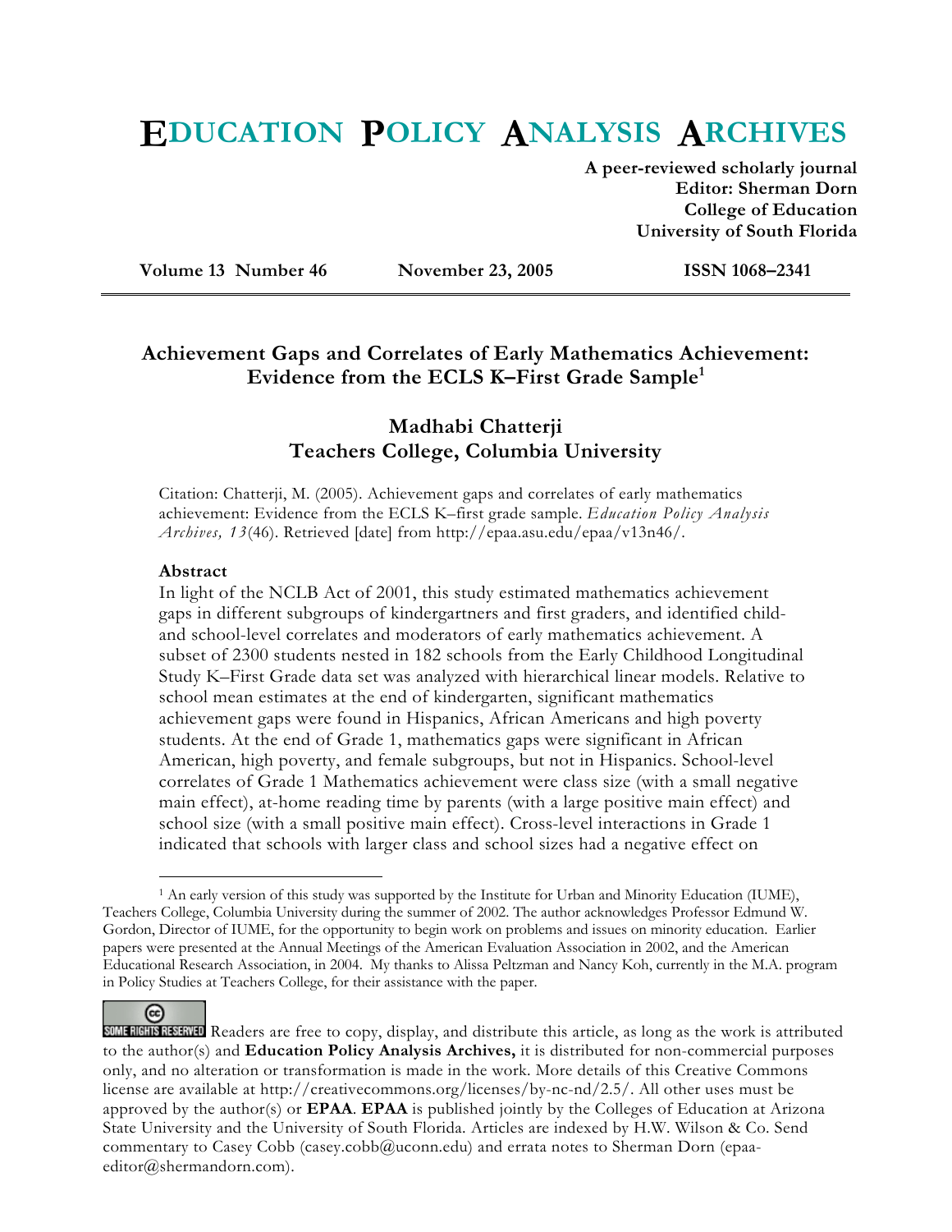**EDUCATION POLICY ANALYSIS ARCHIVES**

**A peer-reviewed scholarly journal**
**Editor: Sherman Dorn**
**College of Education**
**University of South Florida**

**Volume 13 Number 46** **November 23, 2005** **ISSN 1068–2341**

# Achievement Gaps and Correlates of Early Mathematics Achievement: Evidence from the ECLS K–First Grade Sample[1]

## Madhabi Chatterji
## Teachers College, Columbia University

Citation: Chatterji, M. (2005). Achievement gaps and correlates of early mathematics achievement: Evidence from the ECLS K–first grade sample. *Education Policy Analysis Archives, 13*(46). Retrieved [date] from http://epaa.asu.edu/epaa/v13n46/.

**Abstract**

In light of the NCLB Act of 2001, this study estimated mathematics achievement gaps in different subgroups of kindergartners and first graders, and identified child- and school-level correlates and moderators of early mathematics achievement. A subset of 2300 students nested in 182 schools from the Early Childhood Longitudinal Study K–First Grade data set was analyzed with hierarchical linear models. Relative to school mean estimates at the end of kindergarten, significant mathematics achievement gaps were found in Hispanics, African Americans and high poverty students. At the end of Grade 1, mathematics gaps were significant in African American, high poverty, and female subgroups, but not in Hispanics. School-level correlates of Grade 1 Mathematics achievement were class size (with a small negative main effect), at-home reading time by parents (with a large positive main effect) and school size (with a small positive main effect). Cross-level interactions in Grade 1 indicated that schools with larger class and school sizes had a negative effect on

[1] An early version of this study was supported by the Institute for Urban and Minority Education (IUME), Teachers College, Columbia University during the summer of 2002. The author acknowledges Professor Edmund W. Gordon, Director of IUME, for the opportunity to begin work on problems and issues on minority education. Earlier papers were presented at the Annual Meetings of the American Evaluation Association in 2002, and the American Educational Research Association, in 2004. My thanks to Alissa Peltzman and Nancy Koh, currently in the M.A. program in Policy Studies at Teachers College, for their assistance with the paper.

SOME RIGHTS RESERVED Readers are free to copy, display, and distribute this article, as long as the work is attributed to the author(s) and **Education Policy Analysis Archives,** it is distributed for non-commercial purposes only, and no alteration or transformation is made in the work. More details of this Creative Commons license are available at http://creativecommons.org/licenses/by-nc-nd/2.5/. All other uses must be approved by the author(s) or **EPAA**. **EPAA** is published jointly by the Colleges of Education at Arizona State University and the University of South Florida. Articles are indexed by H.W. Wilson & Co. Send commentary to Casey Cobb (casey.cobb@uconn.edu) and errata notes to Sherman Dorn (epaa-editor@shermandorn.com).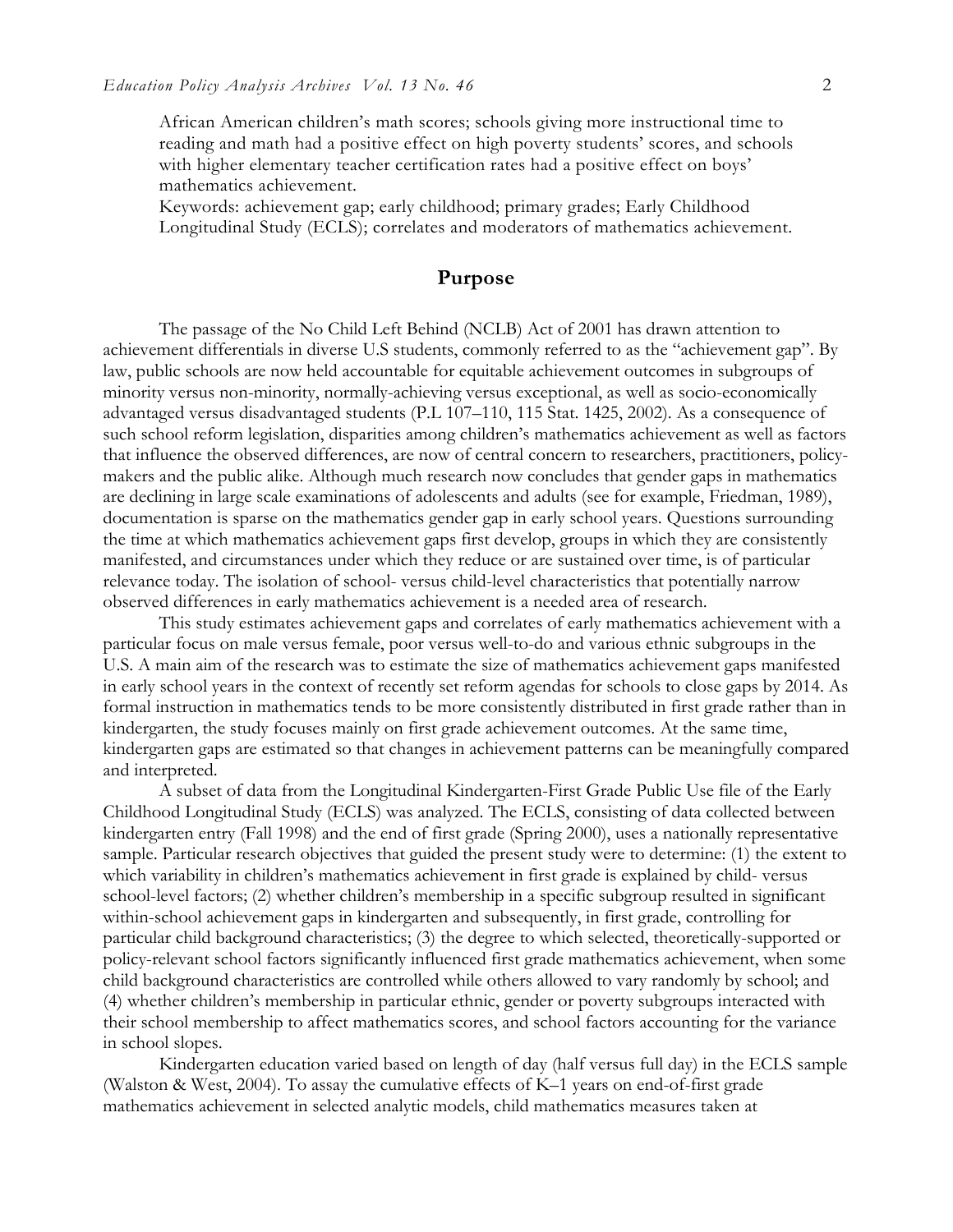African American children's math scores; schools giving more instructional time to reading and math had a positive effect on high poverty students' scores, and schools with higher elementary teacher certification rates had a positive effect on boys' mathematics achievement.

Keywords: achievement gap; early childhood; primary grades; Early Childhood Longitudinal Study (ECLS); correlates and moderators of mathematics achievement.

## Purpose

The passage of the No Child Left Behind (NCLB) Act of 2001 has drawn attention to achievement differentials in diverse U.S students, commonly referred to as the "achievement gap". By law, public schools are now held accountable for equitable achievement outcomes in subgroups of minority versus non-minority, normally-achieving versus exceptional, as well as socio-economically advantaged versus disadvantaged students (P.L 107–110, 115 Stat. 1425, 2002). As a consequence of such school reform legislation, disparities among children's mathematics achievement as well as factors that influence the observed differences, are now of central concern to researchers, practitioners, policy-makers and the public alike. Although much research now concludes that gender gaps in mathematics are declining in large scale examinations of adolescents and adults (see for example, Friedman, 1989), documentation is sparse on the mathematics gender gap in early school years. Questions surrounding the time at which mathematics achievement gaps first develop, groups in which they are consistently manifested, and circumstances under which they reduce or are sustained over time, is of particular relevance today. The isolation of school- versus child-level characteristics that potentially narrow observed differences in early mathematics achievement is a needed area of research.

This study estimates achievement gaps and correlates of early mathematics achievement with a particular focus on male versus female, poor versus well-to-do and various ethnic subgroups in the U.S. A main aim of the research was to estimate the size of mathematics achievement gaps manifested in early school years in the context of recently set reform agendas for schools to close gaps by 2014. As formal instruction in mathematics tends to be more consistently distributed in first grade rather than in kindergarten, the study focuses mainly on first grade achievement outcomes. At the same time, kindergarten gaps are estimated so that changes in achievement patterns can be meaningfully compared and interpreted.

A subset of data from the Longitudinal Kindergarten-First Grade Public Use file of the Early Childhood Longitudinal Study (ECLS) was analyzed. The ECLS, consisting of data collected between kindergarten entry (Fall 1998) and the end of first grade (Spring 2000), uses a nationally representative sample. Particular research objectives that guided the present study were to determine: (1) the extent to which variability in children's mathematics achievement in first grade is explained by child- versus school-level factors; (2) whether children's membership in a specific subgroup resulted in significant within-school achievement gaps in kindergarten and subsequently, in first grade, controlling for particular child background characteristics; (3) the degree to which selected, theoretically-supported or policy-relevant school factors significantly influenced first grade mathematics achievement, when some child background characteristics are controlled while others allowed to vary randomly by school; and (4) whether children's membership in particular ethnic, gender or poverty subgroups interacted with their school membership to affect mathematics scores, and school factors accounting for the variance in school slopes.

Kindergarten education varied based on length of day (half versus full day) in the ECLS sample (Walston & West, 2004). To assay the cumulative effects of K–1 years on end-of-first grade mathematics achievement in selected analytic models, child mathematics measures taken at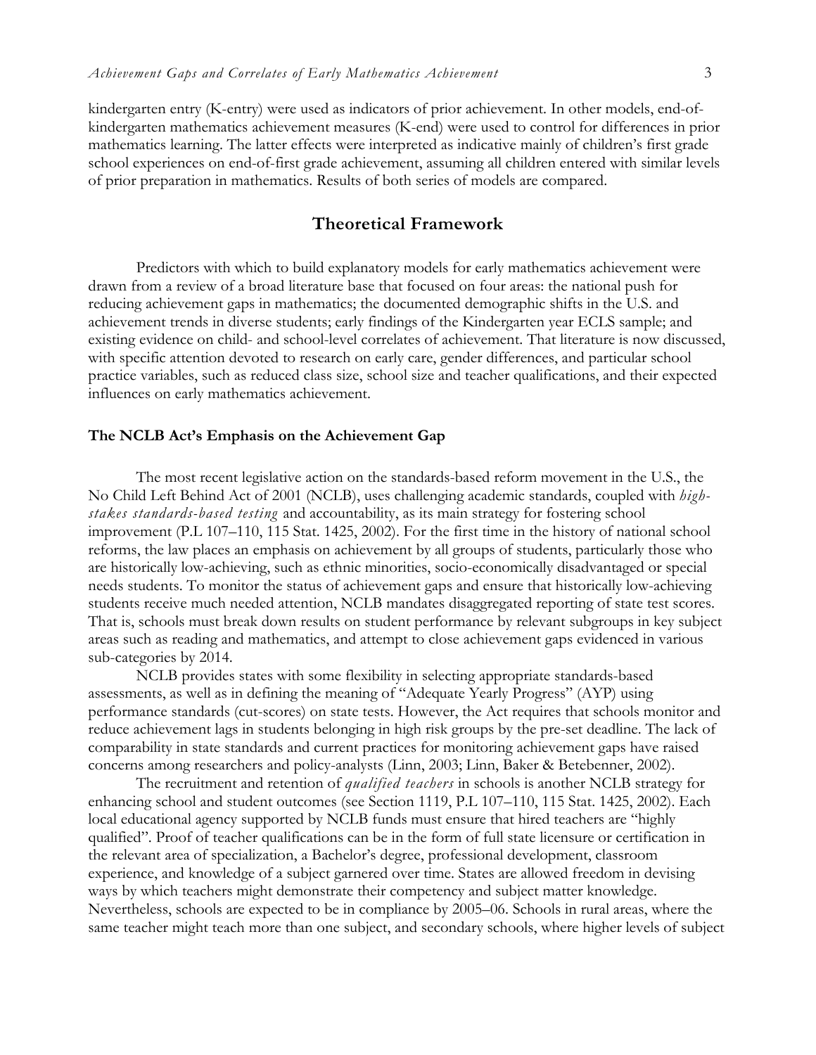kindergarten entry (K-entry) were used as indicators of prior achievement. In other models, end-of-kindergarten mathematics achievement measures (K-end) were used to control for differences in prior mathematics learning. The latter effects were interpreted as indicative mainly of children's first grade school experiences on end-of-first grade achievement, assuming all children entered with similar levels of prior preparation in mathematics. Results of both series of models are compared.

## Theoretical Framework

Predictors with which to build explanatory models for early mathematics achievement were drawn from a review of a broad literature base that focused on four areas: the national push for reducing achievement gaps in mathematics; the documented demographic shifts in the U.S. and achievement trends in diverse students; early findings of the Kindergarten year ECLS sample; and existing evidence on child- and school-level correlates of achievement. That literature is now discussed, with specific attention devoted to research on early care, gender differences, and particular school practice variables, such as reduced class size, school size and teacher qualifications, and their expected influences on early mathematics achievement.

### The NCLB Act's Emphasis on the Achievement Gap

The most recent legislative action on the standards-based reform movement in the U.S., the No Child Left Behind Act of 2001 (NCLB), uses challenging academic standards, coupled with *high-stakes standards-based testing* and accountability, as its main strategy for fostering school improvement (P.L 107–110, 115 Stat. 1425, 2002). For the first time in the history of national school reforms, the law places an emphasis on achievement by all groups of students, particularly those who are historically low-achieving, such as ethnic minorities, socio-economically disadvantaged or special needs students. To monitor the status of achievement gaps and ensure that historically low-achieving students receive much needed attention, NCLB mandates disaggregated reporting of state test scores. That is, schools must break down results on student performance by relevant subgroups in key subject areas such as reading and mathematics, and attempt to close achievement gaps evidenced in various sub-categories by 2014.

NCLB provides states with some flexibility in selecting appropriate standards-based assessments, as well as in defining the meaning of "Adequate Yearly Progress" (AYP) using performance standards (cut-scores) on state tests. However, the Act requires that schools monitor and reduce achievement lags in students belonging in high risk groups by the pre-set deadline. The lack of comparability in state standards and current practices for monitoring achievement gaps have raised concerns among researchers and policy-analysts (Linn, 2003; Linn, Baker & Betebenner, 2002).

The recruitment and retention of *qualified teachers* in schools is another NCLB strategy for enhancing school and student outcomes (see Section 1119, P.L 107–110, 115 Stat. 1425, 2002). Each local educational agency supported by NCLB funds must ensure that hired teachers are "highly qualified". Proof of teacher qualifications can be in the form of full state licensure or certification in the relevant area of specialization, a Bachelor's degree, professional development, classroom experience, and knowledge of a subject garnered over time. States are allowed freedom in devising ways by which teachers might demonstrate their competency and subject matter knowledge. Nevertheless, schools are expected to be in compliance by 2005–06. Schools in rural areas, where the same teacher might teach more than one subject, and secondary schools, where higher levels of subject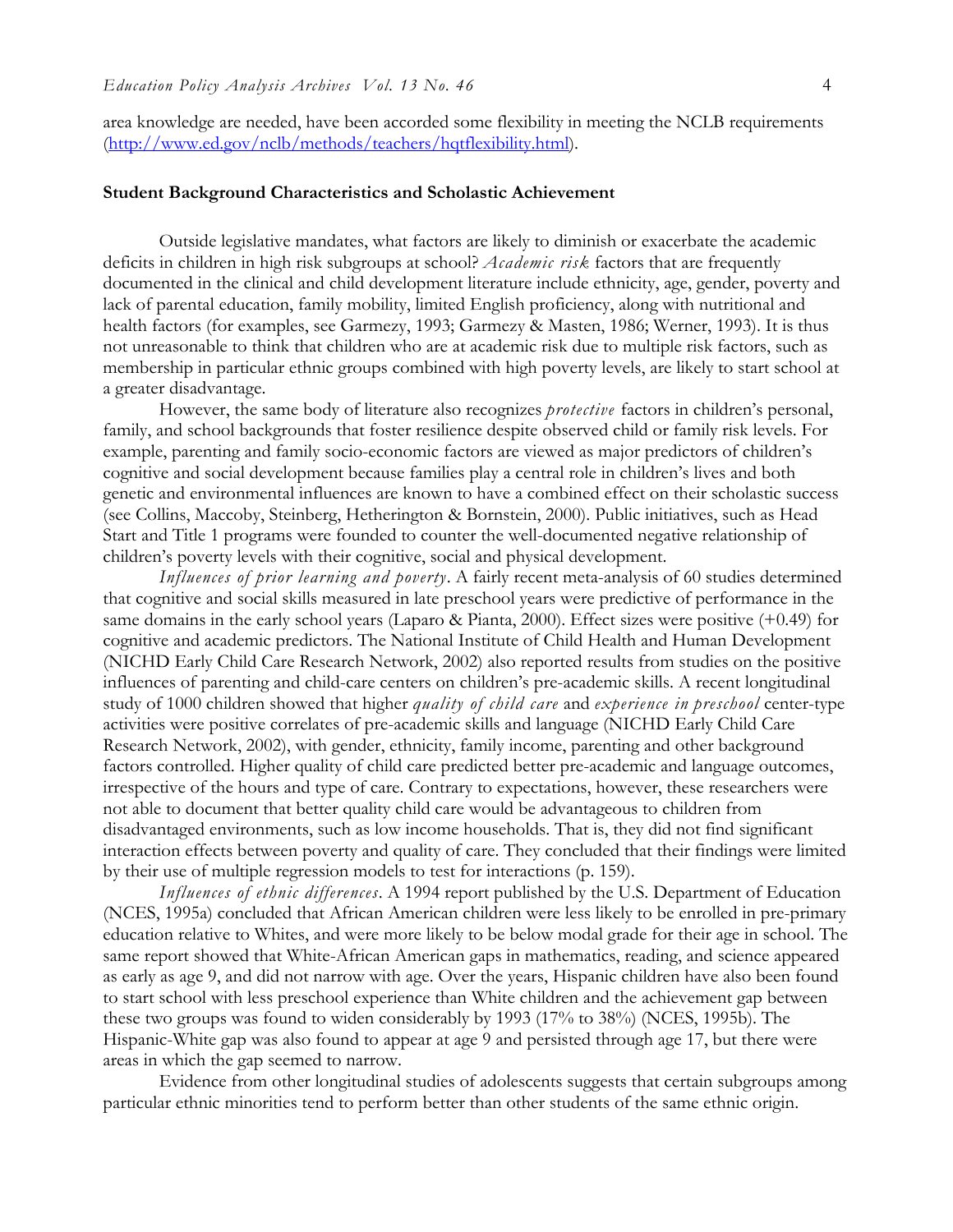area knowledge are needed, have been accorded some flexibility in meeting the NCLB requirements (http://www.ed.gov/nclb/methods/teachers/hqtflexibility.html).

## Student Background Characteristics and Scholastic Achievement

Outside legislative mandates, what factors are likely to diminish or exacerbate the academic deficits in children in high risk subgroups at school? *Academic risk* factors that are frequently documented in the clinical and child development literature include ethnicity, age, gender, poverty and lack of parental education, family mobility, limited English proficiency, along with nutritional and health factors (for examples, see Garmezy, 1993; Garmezy & Masten, 1986; Werner, 1993). It is thus not unreasonable to think that children who are at academic risk due to multiple risk factors, such as membership in particular ethnic groups combined with high poverty levels, are likely to start school at a greater disadvantage.

However, the same body of literature also recognizes *protective* factors in children's personal, family, and school backgrounds that foster resilience despite observed child or family risk levels. For example, parenting and family socio-economic factors are viewed as major predictors of children's cognitive and social development because families play a central role in children's lives and both genetic and environmental influences are known to have a combined effect on their scholastic success (see Collins, Maccoby, Steinberg, Hetherington & Bornstein, 2000). Public initiatives, such as Head Start and Title 1 programs were founded to counter the well-documented negative relationship of children's poverty levels with their cognitive, social and physical development.

*Influences of prior learning and poverty*. A fairly recent meta-analysis of 60 studies determined that cognitive and social skills measured in late preschool years were predictive of performance in the same domains in the early school years (Laparo & Pianta, 2000). Effect sizes were positive (+0.49) for cognitive and academic predictors. The National Institute of Child Health and Human Development (NICHD Early Child Care Research Network, 2002) also reported results from studies on the positive influences of parenting and child-care centers on children's pre-academic skills. A recent longitudinal study of 1000 children showed that higher *quality of child care* and *experience in preschool* center-type activities were positive correlates of pre-academic skills and language (NICHD Early Child Care Research Network, 2002), with gender, ethnicity, family income, parenting and other background factors controlled. Higher quality of child care predicted better pre-academic and language outcomes, irrespective of the hours and type of care. Contrary to expectations, however, these researchers were not able to document that better quality child care would be advantageous to children from disadvantaged environments, such as low income households. That is, they did not find significant interaction effects between poverty and quality of care. They concluded that their findings were limited by their use of multiple regression models to test for interactions (p. 159).

*Influences of ethnic differences*. A 1994 report published by the U.S. Department of Education (NCES, 1995a) concluded that African American children were less likely to be enrolled in pre-primary education relative to Whites, and were more likely to be below modal grade for their age in school. The same report showed that White-African American gaps in mathematics, reading, and science appeared as early as age 9, and did not narrow with age. Over the years, Hispanic children have also been found to start school with less preschool experience than White children and the achievement gap between these two groups was found to widen considerably by 1993 (17% to 38%) (NCES, 1995b). The Hispanic-White gap was also found to appear at age 9 and persisted through age 17, but there were areas in which the gap seemed to narrow.

Evidence from other longitudinal studies of adolescents suggests that certain subgroups among particular ethnic minorities tend to perform better than other students of the same ethnic origin.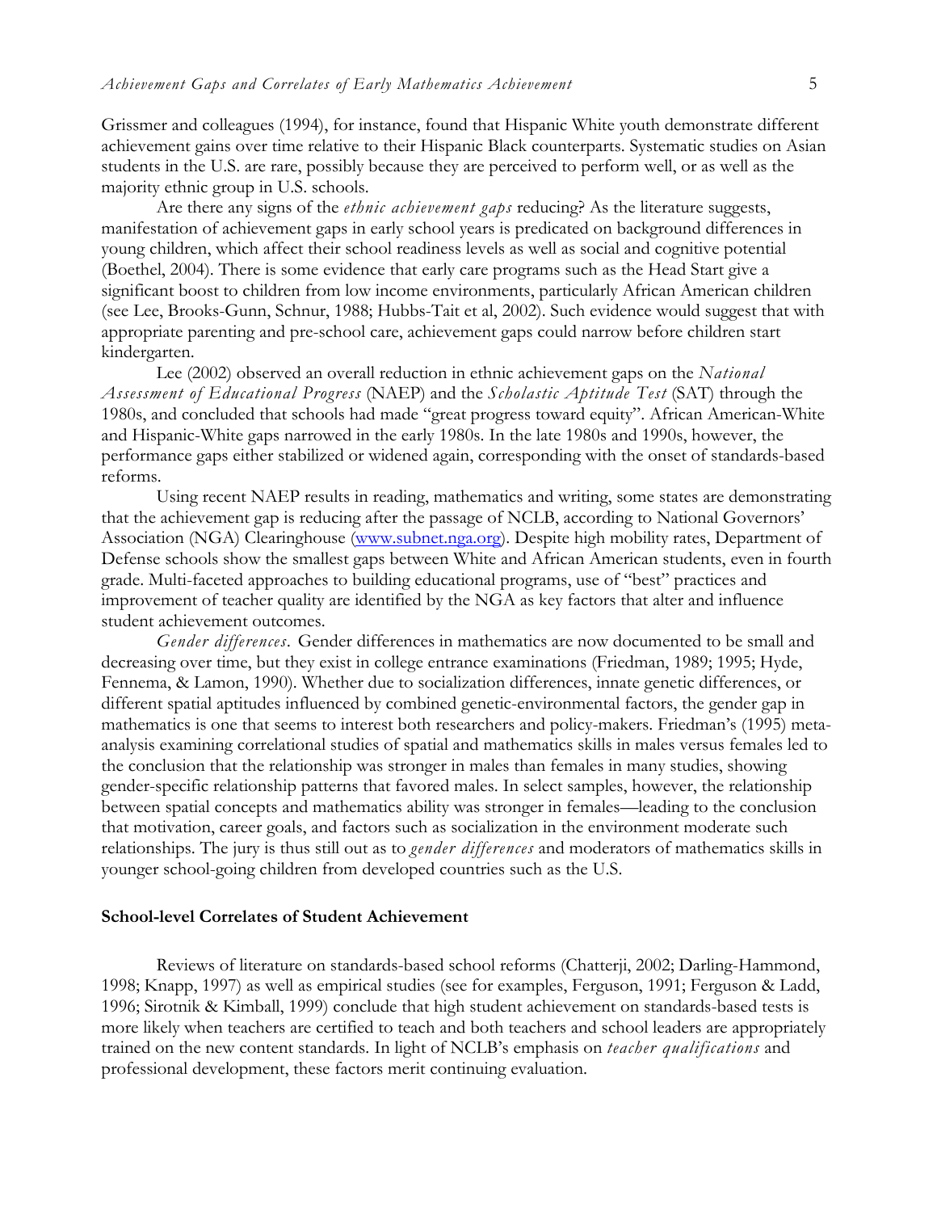Grissmer and colleagues (1994), for instance, found that Hispanic White youth demonstrate different achievement gains over time relative to their Hispanic Black counterparts. Systematic studies on Asian students in the U.S. are rare, possibly because they are perceived to perform well, or as well as the majority ethnic group in U.S. schools.

Are there any signs of the *ethnic achievement gaps* reducing? As the literature suggests, manifestation of achievement gaps in early school years is predicated on background differences in young children, which affect their school readiness levels as well as social and cognitive potential (Boethel, 2004). There is some evidence that early care programs such as the Head Start give a significant boost to children from low income environments, particularly African American children (see Lee, Brooks-Gunn, Schnur, 1988; Hubbs-Tait et al, 2002). Such evidence would suggest that with appropriate parenting and pre-school care, achievement gaps could narrow before children start kindergarten.

Lee (2002) observed an overall reduction in ethnic achievement gaps on the *National Assessment of Educational Progress* (NAEP) and the *Scholastic Aptitude Test* (SAT) through the 1980s, and concluded that schools had made "great progress toward equity". African American-White and Hispanic-White gaps narrowed in the early 1980s. In the late 1980s and 1990s, however, the performance gaps either stabilized or widened again, corresponding with the onset of standards-based reforms.

Using recent NAEP results in reading, mathematics and writing, some states are demonstrating that the achievement gap is reducing after the passage of NCLB, according to National Governors' Association (NGA) Clearinghouse (www.subnet.nga.org). Despite high mobility rates, Department of Defense schools show the smallest gaps between White and African American students, even in fourth grade. Multi-faceted approaches to building educational programs, use of "best" practices and improvement of teacher quality are identified by the NGA as key factors that alter and influence student achievement outcomes.

*Gender differences*. Gender differences in mathematics are now documented to be small and decreasing over time, but they exist in college entrance examinations (Friedman, 1989; 1995; Hyde, Fennema, & Lamon, 1990). Whether due to socialization differences, innate genetic differences, or different spatial aptitudes influenced by combined genetic-environmental factors, the gender gap in mathematics is one that seems to interest both researchers and policy-makers. Friedman's (1995) meta-analysis examining correlational studies of spatial and mathematics skills in males versus females led to the conclusion that the relationship was stronger in males than females in many studies, showing gender-specific relationship patterns that favored males. In select samples, however, the relationship between spatial concepts and mathematics ability was stronger in females—leading to the conclusion that motivation, career goals, and factors such as socialization in the environment moderate such relationships. The jury is thus still out as to *gender differences* and moderators of mathematics skills in younger school-going children from developed countries such as the U.S.

## School-level Correlates of Student Achievement

Reviews of literature on standards-based school reforms (Chatterji, 2002; Darling-Hammond, 1998; Knapp, 1997) as well as empirical studies (see for examples, Ferguson, 1991; Ferguson & Ladd, 1996; Sirotnik & Kimball, 1999) conclude that high student achievement on standards-based tests is more likely when teachers are certified to teach and both teachers and school leaders are appropriately trained on the new content standards. In light of NCLB's emphasis on *teacher qualifications* and professional development, these factors merit continuing evaluation.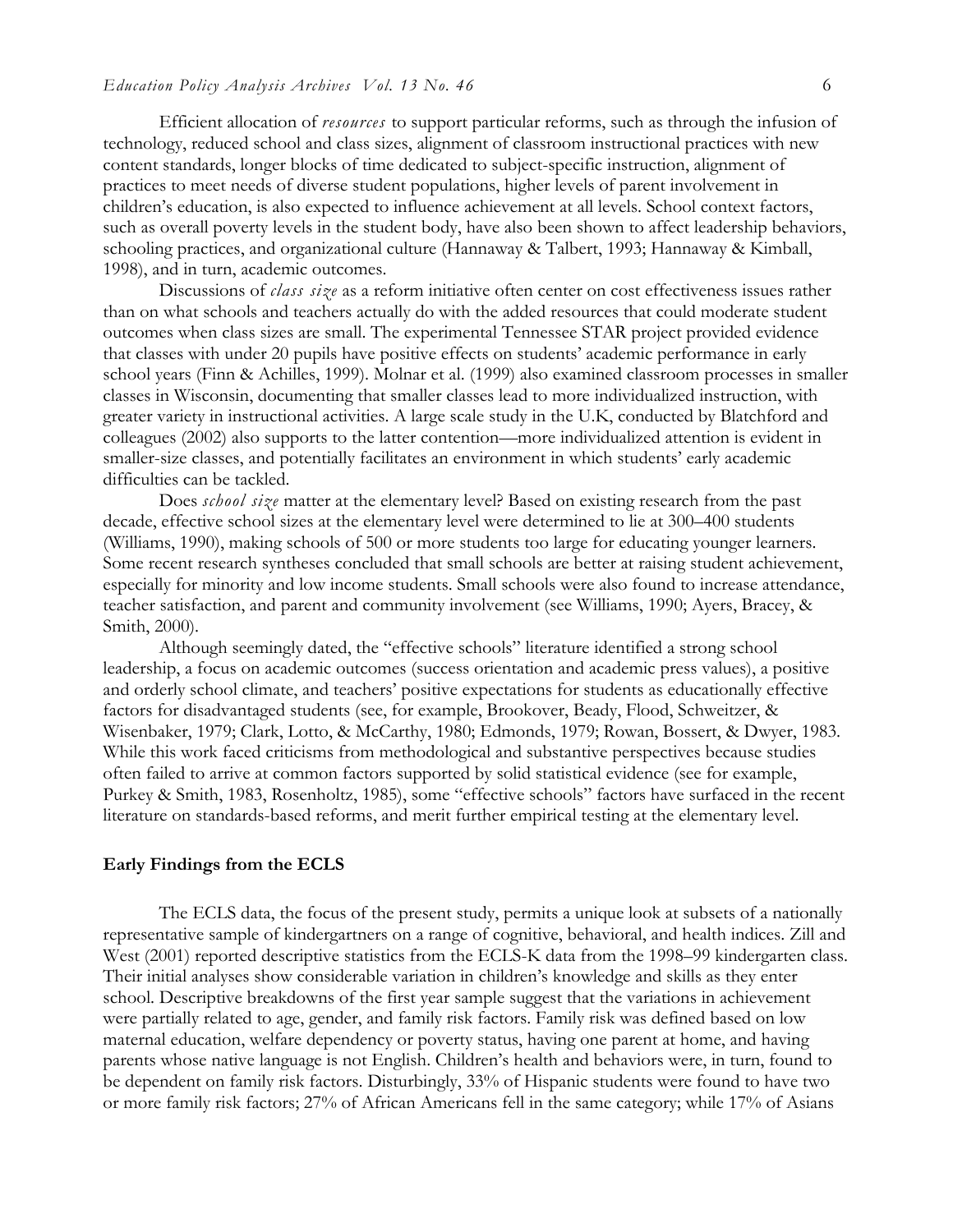Efficient allocation of *resources* to support particular reforms, such as through the infusion of technology, reduced school and class sizes, alignment of classroom instructional practices with new content standards, longer blocks of time dedicated to subject-specific instruction, alignment of practices to meet needs of diverse student populations, higher levels of parent involvement in children's education, is also expected to influence achievement at all levels. School context factors, such as overall poverty levels in the student body, have also been shown to affect leadership behaviors, schooling practices, and organizational culture (Hannaway & Talbert, 1993; Hannaway & Kimball, 1998), and in turn, academic outcomes.

Discussions of *class size* as a reform initiative often center on cost effectiveness issues rather than on what schools and teachers actually do with the added resources that could moderate student outcomes when class sizes are small. The experimental Tennessee STAR project provided evidence that classes with under 20 pupils have positive effects on students' academic performance in early school years (Finn & Achilles, 1999). Molnar et al. (1999) also examined classroom processes in smaller classes in Wisconsin, documenting that smaller classes lead to more individualized instruction, with greater variety in instructional activities. A large scale study in the U.K, conducted by Blatchford and colleagues (2002) also supports to the latter contention—more individualized attention is evident in smaller-size classes, and potentially facilitates an environment in which students' early academic difficulties can be tackled.

Does *school size* matter at the elementary level? Based on existing research from the past decade, effective school sizes at the elementary level were determined to lie at 300–400 students (Williams, 1990), making schools of 500 or more students too large for educating younger learners. Some recent research syntheses concluded that small schools are better at raising student achievement, especially for minority and low income students. Small schools were also found to increase attendance, teacher satisfaction, and parent and community involvement (see Williams, 1990; Ayers, Bracey, & Smith, 2000).

Although seemingly dated, the "effective schools" literature identified a strong school leadership, a focus on academic outcomes (success orientation and academic press values), a positive and orderly school climate, and teachers' positive expectations for students as educationally effective factors for disadvantaged students (see, for example, Brookover, Beady, Flood, Schweitzer, & Wisenbaker, 1979; Clark, Lotto, & McCarthy, 1980; Edmonds, 1979; Rowan, Bossert, & Dwyer, 1983. While this work faced criticisms from methodological and substantive perspectives because studies often failed to arrive at common factors supported by solid statistical evidence (see for example, Purkey & Smith, 1983, Rosenholtz, 1985), some "effective schools" factors have surfaced in the recent literature on standards-based reforms, and merit further empirical testing at the elementary level.

### Early Findings from the ECLS

The ECLS data, the focus of the present study, permits a unique look at subsets of a nationally representative sample of kindergartners on a range of cognitive, behavioral, and health indices. Zill and West (2001) reported descriptive statistics from the ECLS-K data from the 1998–99 kindergarten class. Their initial analyses show considerable variation in children's knowledge and skills as they enter school. Descriptive breakdowns of the first year sample suggest that the variations in achievement were partially related to age, gender, and family risk factors. Family risk was defined based on low maternal education, welfare dependency or poverty status, having one parent at home, and having parents whose native language is not English. Children's health and behaviors were, in turn, found to be dependent on family risk factors. Disturbingly, 33% of Hispanic students were found to have two or more family risk factors; 27% of African Americans fell in the same category; while 17% of Asians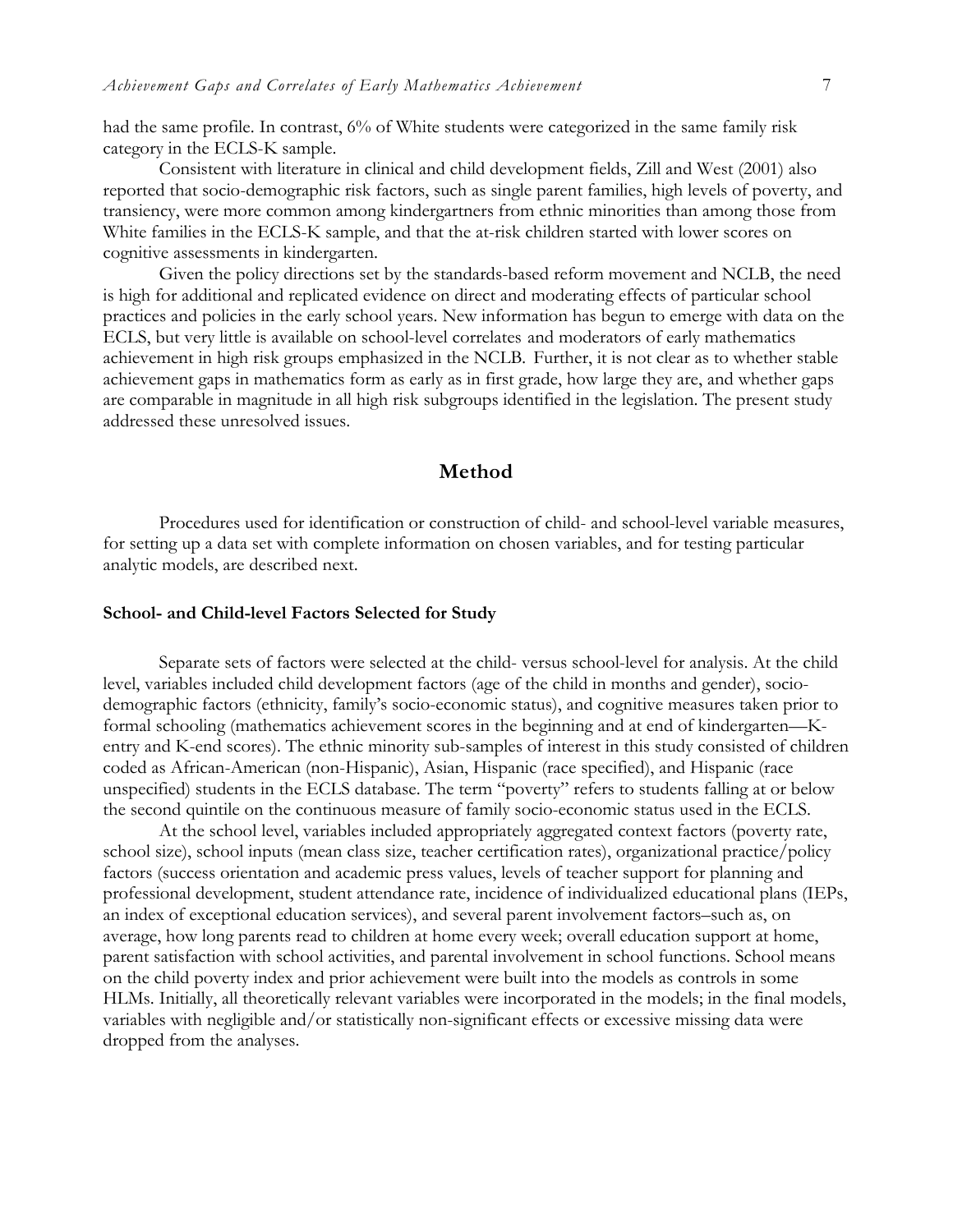had the same profile. In contrast, 6% of White students were categorized in the same family risk category in the ECLS-K sample.

Consistent with literature in clinical and child development fields, Zill and West (2001) also reported that socio-demographic risk factors, such as single parent families, high levels of poverty, and transiency, were more common among kindergartners from ethnic minorities than among those from White families in the ECLS-K sample, and that the at-risk children started with lower scores on cognitive assessments in kindergarten.

Given the policy directions set by the standards-based reform movement and NCLB, the need is high for additional and replicated evidence on direct and moderating effects of particular school practices and policies in the early school years. New information has begun to emerge with data on the ECLS, but very little is available on school-level correlates and moderators of early mathematics achievement in high risk groups emphasized in the NCLB. Further, it is not clear as to whether stable achievement gaps in mathematics form as early as in first grade, how large they are, and whether gaps are comparable in magnitude in all high risk subgroups identified in the legislation. The present study addressed these unresolved issues.

## Method

Procedures used for identification or construction of child- and school-level variable measures, for setting up a data set with complete information on chosen variables, and for testing particular analytic models, are described next.

### School- and Child-level Factors Selected for Study

Separate sets of factors were selected at the child- versus school-level for analysis. At the child level, variables included child development factors (age of the child in months and gender), socio-demographic factors (ethnicity, family's socio-economic status), and cognitive measures taken prior to formal schooling (mathematics achievement scores in the beginning and at end of kindergarten—K-entry and K-end scores). The ethnic minority sub-samples of interest in this study consisted of children coded as African-American (non-Hispanic), Asian, Hispanic (race specified), and Hispanic (race unspecified) students in the ECLS database. The term "poverty" refers to students falling at or below the second quintile on the continuous measure of family socio-economic status used in the ECLS.

At the school level, variables included appropriately aggregated context factors (poverty rate, school size), school inputs (mean class size, teacher certification rates), organizational practice/policy factors (success orientation and academic press values, levels of teacher support for planning and professional development, student attendance rate, incidence of individualized educational plans (IEPs, an index of exceptional education services), and several parent involvement factors–such as, on average, how long parents read to children at home every week; overall education support at home, parent satisfaction with school activities, and parental involvement in school functions. School means on the child poverty index and prior achievement were built into the models as controls in some HLMs. Initially, all theoretically relevant variables were incorporated in the models; in the final models, variables with negligible and/or statistically non-significant effects or excessive missing data were dropped from the analyses.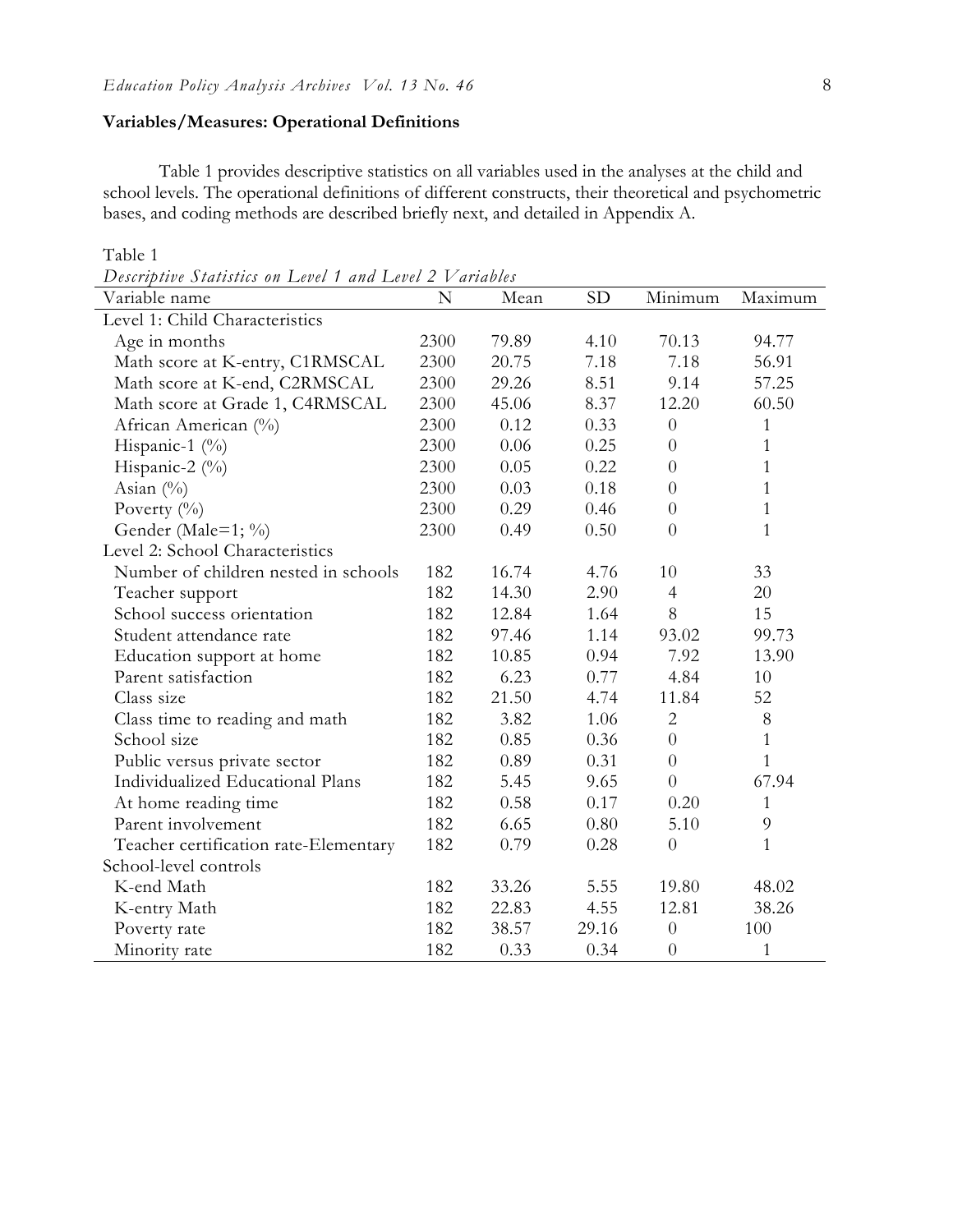**Variables/Measures: Operational Definitions**

Table 1 provides descriptive statistics on all variables used in the analyses at the child and school levels. The operational definitions of different constructs, their theoretical and psychometric bases, and coding methods are described briefly next, and detailed in Appendix A.

Table 1
*Descriptive Statistics on Level 1 and Level 2 Variables*

| Variable name | N | Mean | SD | Minimum | Maximum |
|---|---|---|---|---|---|
| Level 1: Child Characteristics | | | | | |
| Age in months | 2300 | 79.89 | 4.10 | 70.13 | 94.77 |
| Math score at K-entry, C1RMSCAL | 2300 | 20.75 | 7.18 | 7.18 | 56.91 |
| Math score at K-end, C2RMSCAL | 2300 | 29.26 | 8.51 | 9.14 | 57.25 |
| Math score at Grade 1, C4RMSCAL | 2300 | 45.06 | 8.37 | 12.20 | 60.50 |
| African American (%) | 2300 | 0.12 | 0.33 | 0 | 1 |
| Hispanic-1 (%) | 2300 | 0.06 | 0.25 | 0 | 1 |
| Hispanic-2 (%) | 2300 | 0.05 | 0.22 | 0 | 1 |
| Asian (%) | 2300 | 0.03 | 0.18 | 0 | 1 |
| Poverty (%) | 2300 | 0.29 | 0.46 | 0 | 1 |
| Gender (Male=1; %) | 2300 | 0.49 | 0.50 | 0 | 1 |
| Level 2: School Characteristics | | | | | |
| Number of children nested in schools | 182 | 16.74 | 4.76 | 10 | 33 |
| Teacher support | 182 | 14.30 | 2.90 | 4 | 20 |
| School success orientation | 182 | 12.84 | 1.64 | 8 | 15 |
| Student attendance rate | 182 | 97.46 | 1.14 | 93.02 | 99.73 |
| Education support at home | 182 | 10.85 | 0.94 | 7.92 | 13.90 |
| Parent satisfaction | 182 | 6.23 | 0.77 | 4.84 | 10 |
| Class size | 182 | 21.50 | 4.74 | 11.84 | 52 |
| Class time to reading and math | 182 | 3.82 | 1.06 | 2 | 8 |
| School size | 182 | 0.85 | 0.36 | 0 | 1 |
| Public versus private sector | 182 | 0.89 | 0.31 | 0 | 1 |
| Individualized Educational Plans | 182 | 5.45 | 9.65 | 0 | 67.94 |
| At home reading time | 182 | 0.58 | 0.17 | 0.20 | 1 |
| Parent involvement | 182 | 6.65 | 0.80 | 5.10 | 9 |
| Teacher certification rate-Elementary | 182 | 0.79 | 0.28 | 0 | 1 |
| School-level controls | | | | | |
| K-end Math | 182 | 33.26 | 5.55 | 19.80 | 48.02 |
| K-entry Math | 182 | 22.83 | 4.55 | 12.81 | 38.26 |
| Poverty rate | 182 | 38.57 | 29.16 | 0 | 100 |
| Minority rate | 182 | 0.33 | 0.34 | 0 | 1 |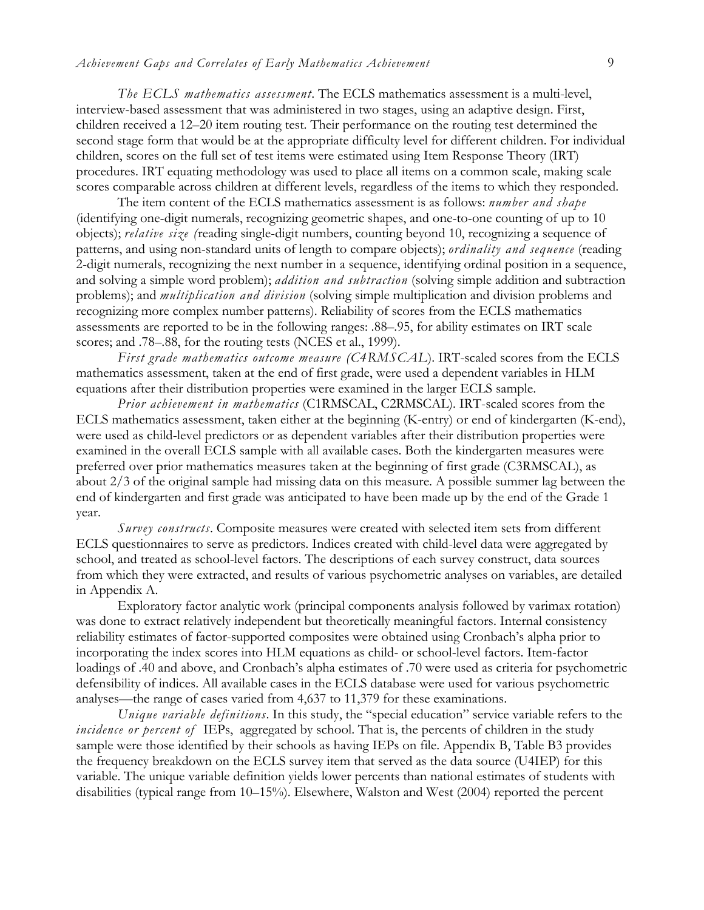*The ECLS mathematics assessment*. The ECLS mathematics assessment is a multi-level, interview-based assessment that was administered in two stages, using an adaptive design. First, children received a 12–20 item routing test. Their performance on the routing test determined the second stage form that would be at the appropriate difficulty level for different children. For individual children, scores on the full set of test items were estimated using Item Response Theory (IRT) procedures. IRT equating methodology was used to place all items on a common scale, making scale scores comparable across children at different levels, regardless of the items to which they responded.

The item content of the ECLS mathematics assessment is as follows: *number and shape* (identifying one-digit numerals, recognizing geometric shapes, and one-to-one counting of up to 10 objects); *relative size (*reading single-digit numbers, counting beyond 10, recognizing a sequence of patterns, and using non-standard units of length to compare objects); *ordinality and sequence* (reading 2-digit numerals, recognizing the next number in a sequence, identifying ordinal position in a sequence, and solving a simple word problem); *addition and subtraction* (solving simple addition and subtraction problems); and *multiplication and division* (solving simple multiplication and division problems and recognizing more complex number patterns). Reliability of scores from the ECLS mathematics assessments are reported to be in the following ranges: .88–.95, for ability estimates on IRT scale scores; and .78–.88, for the routing tests (NCES et al., 1999).

*First grade mathematics outcome measure (C4RMSCAL*). IRT-scaled scores from the ECLS mathematics assessment, taken at the end of first grade, were used a dependent variables in HLM equations after their distribution properties were examined in the larger ECLS sample.

*Prior achievement in mathematics* (C1RMSCAL, C2RMSCAL). IRT-scaled scores from the ECLS mathematics assessment, taken either at the beginning (K-entry) or end of kindergarten (K-end), were used as child-level predictors or as dependent variables after their distribution properties were examined in the overall ECLS sample with all available cases. Both the kindergarten measures were preferred over prior mathematics measures taken at the beginning of first grade (C3RMSCAL), as about 2/3 of the original sample had missing data on this measure. A possible summer lag between the end of kindergarten and first grade was anticipated to have been made up by the end of the Grade 1 year.

*Survey constructs*. Composite measures were created with selected item sets from different ECLS questionnaires to serve as predictors. Indices created with child-level data were aggregated by school, and treated as school-level factors. The descriptions of each survey construct, data sources from which they were extracted, and results of various psychometric analyses on variables, are detailed in Appendix A.

Exploratory factor analytic work (principal components analysis followed by varimax rotation) was done to extract relatively independent but theoretically meaningful factors. Internal consistency reliability estimates of factor-supported composites were obtained using Cronbach's alpha prior to incorporating the index scores into HLM equations as child- or school-level factors. Item-factor loadings of .40 and above, and Cronbach's alpha estimates of .70 were used as criteria for psychometric defensibility of indices. All available cases in the ECLS database were used for various psychometric analyses—the range of cases varied from 4,637 to 11,379 for these examinations.

*Unique variable definitions*. In this study, the "special education" service variable refers to the *incidence or percent of* IEPs, aggregated by school. That is, the percents of children in the study sample were those identified by their schools as having IEPs on file. Appendix B, Table B3 provides the frequency breakdown on the ECLS survey item that served as the data source (U4IEP) for this variable. The unique variable definition yields lower percents than national estimates of students with disabilities (typical range from 10–15%). Elsewhere, Walston and West (2004) reported the percent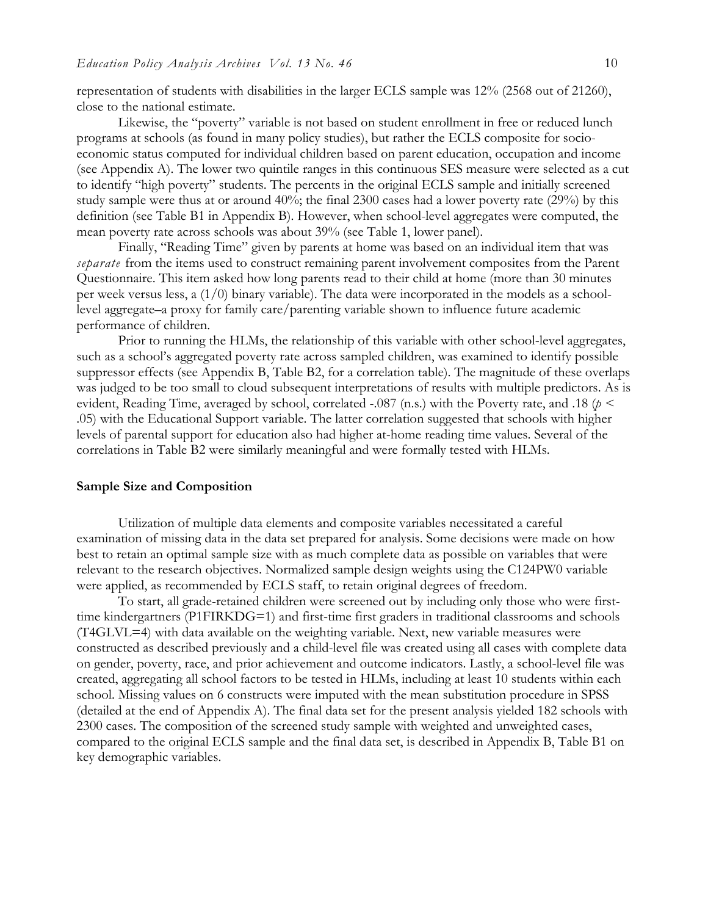representation of students with disabilities in the larger ECLS sample was 12% (2568 out of 21260), close to the national estimate.

Likewise, the "poverty" variable is not based on student enrollment in free or reduced lunch programs at schools (as found in many policy studies), but rather the ECLS composite for socio-economic status computed for individual children based on parent education, occupation and income (see Appendix A). The lower two quintile ranges in this continuous SES measure were selected as a cut to identify "high poverty" students. The percents in the original ECLS sample and initially screened study sample were thus at or around 40%; the final 2300 cases had a lower poverty rate (29%) by this definition (see Table B1 in Appendix B). However, when school-level aggregates were computed, the mean poverty rate across schools was about 39% (see Table 1, lower panel).

Finally, "Reading Time" given by parents at home was based on an individual item that was *separate* from the items used to construct remaining parent involvement composites from the Parent Questionnaire. This item asked how long parents read to their child at home (more than 30 minutes per week versus less, a (1/0) binary variable). The data were incorporated in the models as a school-level aggregate–a proxy for family care/parenting variable shown to influence future academic performance of children.

Prior to running the HLMs, the relationship of this variable with other school-level aggregates, such as a school's aggregated poverty rate across sampled children, was examined to identify possible suppressor effects (see Appendix B, Table B2, for a correlation table). The magnitude of these overlaps was judged to be too small to cloud subsequent interpretations of results with multiple predictors. As is evident, Reading Time, averaged by school, correlated -.087 (n.s.) with the Poverty rate, and .18 ($p < .05$) with the Educational Support variable. The latter correlation suggested that schools with higher levels of parental support for education also had higher at-home reading time values. Several of the correlations in Table B2 were similarly meaningful and were formally tested with HLMs.

## Sample Size and Composition

Utilization of multiple data elements and composite variables necessitated a careful examination of missing data in the data set prepared for analysis. Some decisions were made on how best to retain an optimal sample size with as much complete data as possible on variables that were relevant to the research objectives. Normalized sample design weights using the C124PW0 variable were applied, as recommended by ECLS staff, to retain original degrees of freedom.

To start, all grade-retained children were screened out by including only those who were first-time kindergartners (P1FIRKDG=1) and first-time first graders in traditional classrooms and schools (T4GLVL=4) with data available on the weighting variable. Next, new variable measures were constructed as described previously and a child-level file was created using all cases with complete data on gender, poverty, race, and prior achievement and outcome indicators. Lastly, a school-level file was created, aggregating all school factors to be tested in HLMs, including at least 10 students within each school. Missing values on 6 constructs were imputed with the mean substitution procedure in SPSS (detailed at the end of Appendix A). The final data set for the present analysis yielded 182 schools with 2300 cases. The composition of the screened study sample with weighted and unweighted cases, compared to the original ECLS sample and the final data set, is described in Appendix B, Table B1 on key demographic variables.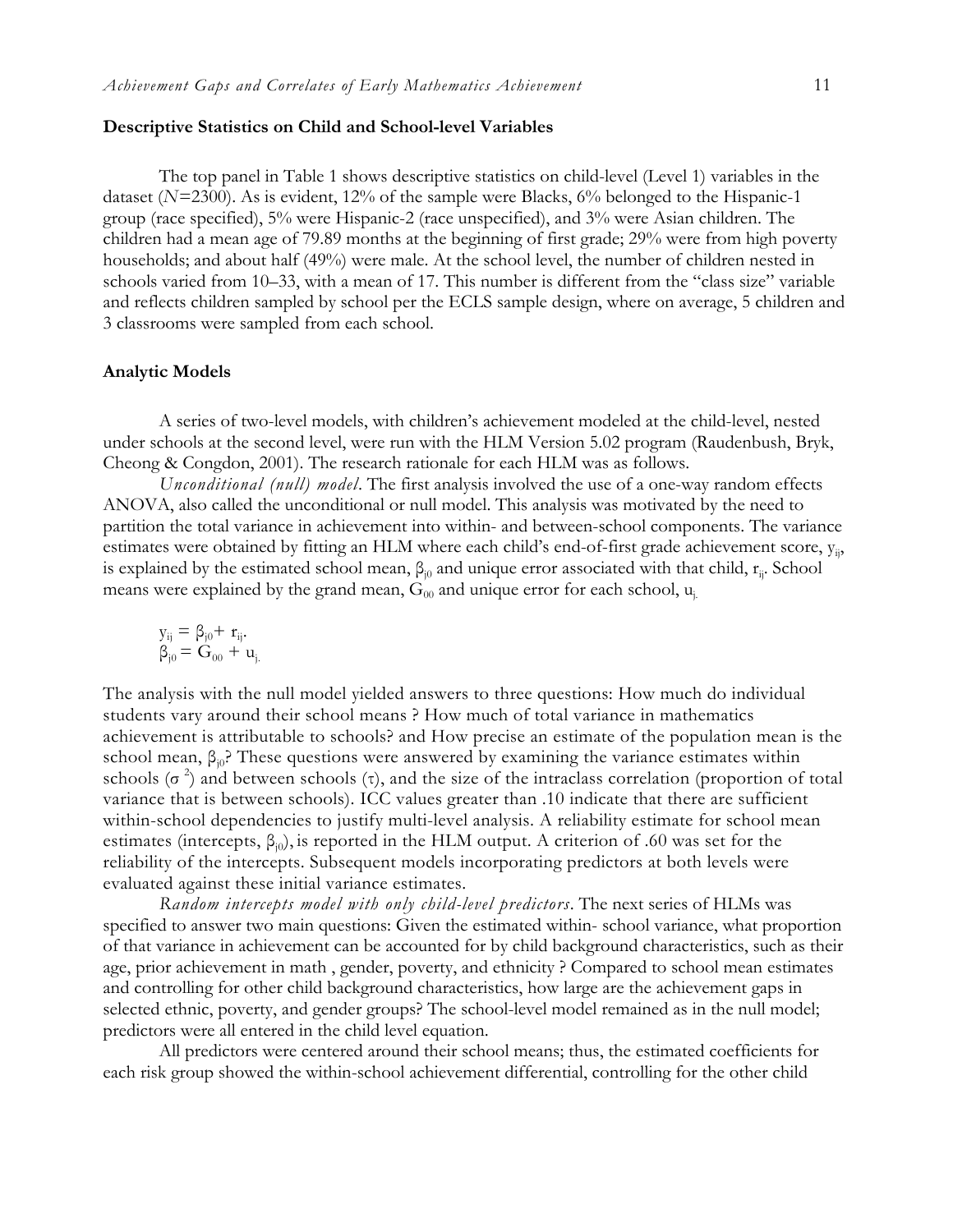**Descriptive Statistics on Child and School-level Variables**

The top panel in Table 1 shows descriptive statistics on child-level (Level 1) variables in the dataset ($N$=2300). As is evident, 12% of the sample were Blacks, 6% belonged to the Hispanic-1 group (race specified), 5% were Hispanic-2 (race unspecified), and 3% were Asian children. The children had a mean age of 79.89 months at the beginning of first grade; 29% were from high poverty households; and about half (49%) were male. At the school level, the number of children nested in schools varied from 10–33, with a mean of 17. This number is different from the "class size" variable and reflects children sampled by school per the ECLS sample design, where on average, 5 children and 3 classrooms were sampled from each school.

**Analytic Models**

A series of two-level models, with children's achievement modeled at the child-level, nested under schools at the second level, were run with the HLM Version 5.02 program (Raudenbush, Bryk, Cheong & Congdon, 2001). The research rationale for each HLM was as follows.

*Unconditional (null) model*. The first analysis involved the use of a one-way random effects ANOVA, also called the unconditional or null model. This analysis was motivated by the need to partition the total variance in achievement into within- and between-school components. The variance estimates were obtained by fitting an HLM where each child's end-of-first grade achievement score, $y_{ij}$, is explained by the estimated school mean, $\beta_{j0}$ and unique error associated with that child, $r_{ij}$. School means were explained by the grand mean, $G_{00}$ and unique error for each school, $u_{j.}$

$$y_{ij} = \beta_{j0} + r_{ij}.$$
$$\beta_{j0} = G_{00} + u_{j.}$$

The analysis with the null model yielded answers to three questions: How much do individual students vary around their school means ? How much of total variance in mathematics achievement is attributable to schools? and How precise an estimate of the population mean is the school mean, $\beta_{j0}$? These questions were answered by examining the variance estimates within schools ($\sigma^2$) and between schools ($\tau$), and the size of the intraclass correlation (proportion of total variance that is between schools). ICC values greater than .10 indicate that there are sufficient within-school dependencies to justify multi-level analysis. A reliability estimate for school mean estimates (intercepts, $\beta_{j0}$), is reported in the HLM output. A criterion of .60 was set for the reliability of the intercepts. Subsequent models incorporating predictors at both levels were evaluated against these initial variance estimates.

*Random intercepts model with only child-level predictors*. The next series of HLMs was specified to answer two main questions: Given the estimated within- school variance, what proportion of that variance in achievement can be accounted for by child background characteristics, such as their age, prior achievement in math , gender, poverty, and ethnicity ? Compared to school mean estimates and controlling for other child background characteristics, how large are the achievement gaps in selected ethnic, poverty, and gender groups? The school-level model remained as in the null model; predictors were all entered in the child level equation.

All predictors were centered around their school means; thus, the estimated coefficients for each risk group showed the within-school achievement differential, controlling for the other child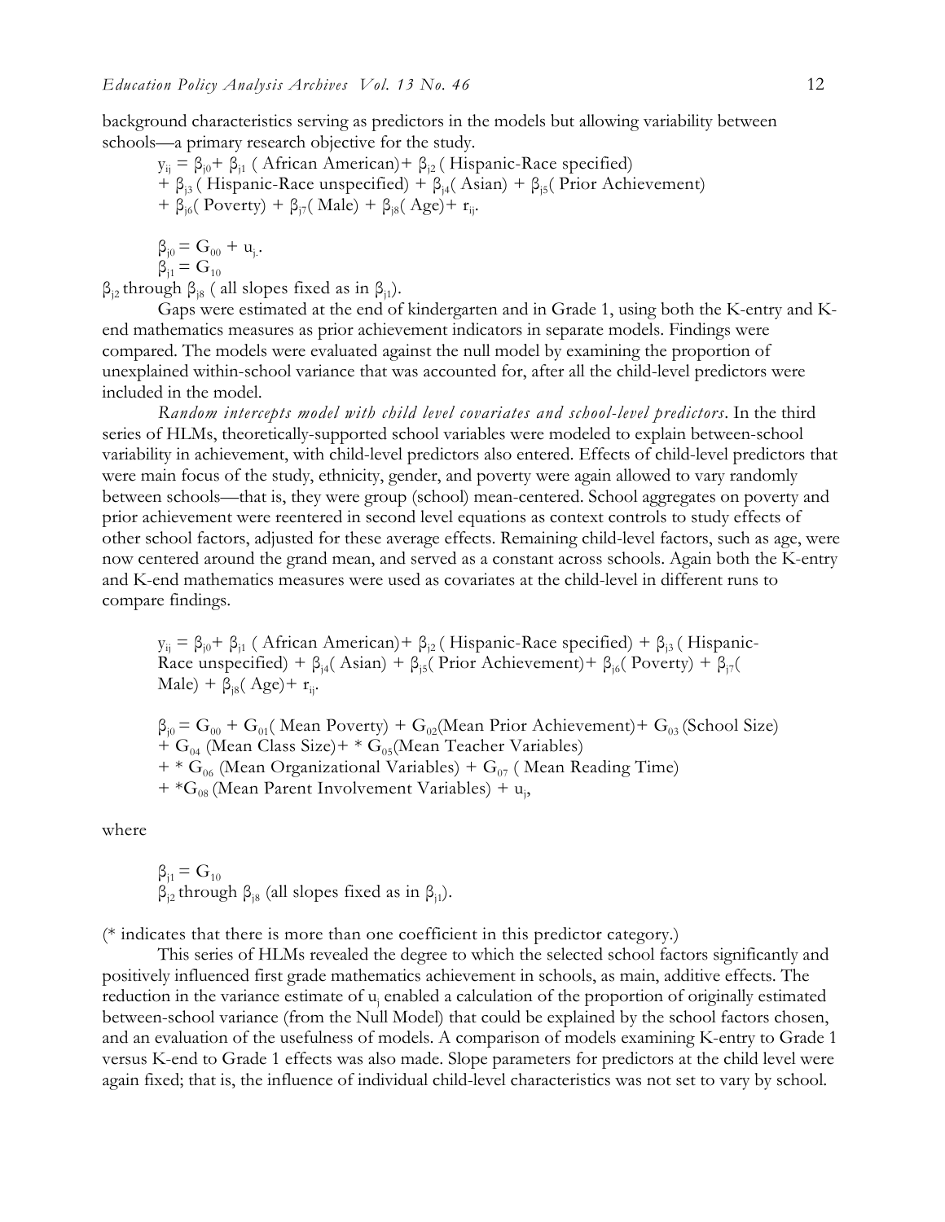background characteristics serving as predictors in the models but allowing variability between schools—a primary research objective for the study.

$$y_{ij} = \beta_{j0} + \beta_{j1} \text{( African American)} + \beta_{j2} \text{( Hispanic-Race specified)}$$
$$+ \beta_{j3} \text{( Hispanic-Race unspecified)} + \beta_{j4} \text{( Asian)} + \beta_{j5} \text{( Prior Achievement)}$$
$$+ \beta_{j6} \text{( Poverty)} + \beta_{j7} \text{( Male)} + \beta_{j8} \text{( Age)} + r_{ij}.$$

$$\beta_{j0} = G_{00} + u_{j}.$$
$$\beta_{j1} = G_{10}$$

$\beta_{j2}$ through $\beta_{j8}$ ( all slopes fixed as in $\beta_{j1}$).

Gaps were estimated at the end of kindergarten and in Grade 1, using both the K-entry and K-end mathematics measures as prior achievement indicators in separate models. Findings were compared. The models were evaluated against the null model by examining the proportion of unexplained within-school variance that was accounted for, after all the child-level predictors were included in the model.

*Random intercepts model with child level covariates and school-level predictors*. In the third series of HLMs, theoretically-supported school variables were modeled to explain between-school variability in achievement, with child-level predictors also entered. Effects of child-level predictors that were main focus of the study, ethnicity, gender, and poverty were again allowed to vary randomly between schools—that is, they were group (school) mean-centered. School aggregates on poverty and prior achievement were reentered in second level equations as context controls to study effects of other school factors, adjusted for these average effects. Remaining child-level factors, such as age, were now centered around the grand mean, and served as a constant across schools. Again both the K-entry and K-end mathematics measures were used as covariates at the child-level in different runs to compare findings.

$$y_{ij} = \beta_{j0} + \beta_{j1} \text{( African American)} + \beta_{j2} \text{( Hispanic-Race specified)} + \beta_{j3} \text{( Hispanic-Race unspecified)} + \beta_{j4} \text{( Asian)} + \beta_{j5} \text{( Prior Achievement)} + \beta_{j6} \text{( Poverty)} + \beta_{j7} \text{( Male)} + \beta_{j8} \text{( Age)} + r_{ij}.$$

$$\beta_{j0} = G_{00} + G_{01} \text{( Mean Poverty)} + G_{02} \text{(Mean Prior Achievement)} + G_{03} \text{(School Size)}$$
$$+ G_{04} \text{(Mean Class Size)} + {}^{*} G_{05} \text{(Mean Teacher Variables)}$$
$$+ {}^{*} G_{06} \text{(Mean Organizational Variables)} + G_{07} \text{( Mean Reading Time)}$$
$$+ {}^{*} G_{08} \text{(Mean Parent Involvement Variables)} + u_{j},$$

where

$$\beta_{j1} = G_{10}$$

$\beta_{j2}$ through $\beta_{j8}$ (all slopes fixed as in $\beta_{j1}$).

(* indicates that there is more than one coefficient in this predictor category.)

This series of HLMs revealed the degree to which the selected school factors significantly and positively influenced first grade mathematics achievement in schools, as main, additive effects. The reduction in the variance estimate of $u_j$ enabled a calculation of the proportion of originally estimated between-school variance (from the Null Model) that could be explained by the school factors chosen, and an evaluation of the usefulness of models. A comparison of models examining K-entry to Grade 1 versus K-end to Grade 1 effects was also made. Slope parameters for predictors at the child level were again fixed; that is, the influence of individual child-level characteristics was not set to vary by school.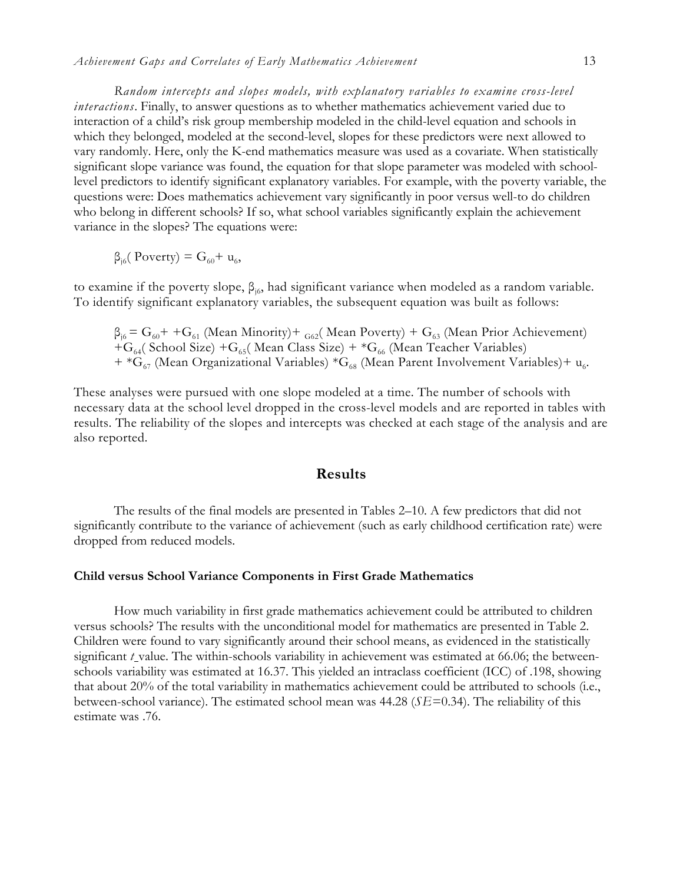*Random intercepts and slopes models, with explanatory variables to examine cross-level interactions*. Finally, to answer questions as to whether mathematics achievement varied due to interaction of a child's risk group membership modeled in the child-level equation and schools in which they belonged, modeled at the second-level, slopes for these predictors were next allowed to vary randomly. Here, only the K-end mathematics measure was used as a covariate. When statistically significant slope variance was found, the equation for that slope parameter was modeled with school-level predictors to identify significant explanatory variables. For example, with the poverty variable, the questions were: Does mathematics achievement vary significantly in poor versus well-to do children who belong in different schools? If so, what school variables significantly explain the achievement variance in the slopes? The equations were:

$$\beta_{j6}(\text{ Poverty}) = G_{60} + u_6,$$

to examine if the poverty slope, $\beta_{j6}$, had significant variance when modeled as a random variable. To identify significant explanatory variables, the subsequent equation was built as follows:

$$\beta_{j6} = G_{60} + +G_{61}\text{ (Mean Minority)} + {}_{G62}(\text{ Mean Poverty}) + G_{63}\text{ (Mean Prior Achievement)} +G_{64}(\text{ School Size}) +G_{65}(\text{ Mean Class Size}) + *G_{66}\text{ (Mean Teacher Variables)} + *G_{67}\text{ (Mean Organizational Variables)} *G_{68}\text{ (Mean Parent Involvement Variables)} + u_6.$$

These analyses were pursued with one slope modeled at a time. The number of schools with necessary data at the school level dropped in the cross-level models and are reported in tables with results. The reliability of the slopes and intercepts was checked at each stage of the analysis and are also reported.

## Results

The results of the final models are presented in Tables 2–10. A few predictors that did not significantly contribute to the variance of achievement (such as early childhood certification rate) were dropped from reduced models.

### Child versus School Variance Components in First Grade Mathematics

How much variability in first grade mathematics achievement could be attributed to children versus schools? The results with the unconditional model for mathematics are presented in Table 2. Children were found to vary significantly around their school means, as evidenced in the statistically significant *t* value. The within-schools variability in achievement was estimated at 66.06; the between-schools variability was estimated at 16.37. This yielded an intraclass coefficient (ICC) of .198, showing that about 20% of the total variability in mathematics achievement could be attributed to schools (i.e., between-school variance). The estimated school mean was 44.28 ($SE$=0.34). The reliability of this estimate was .76.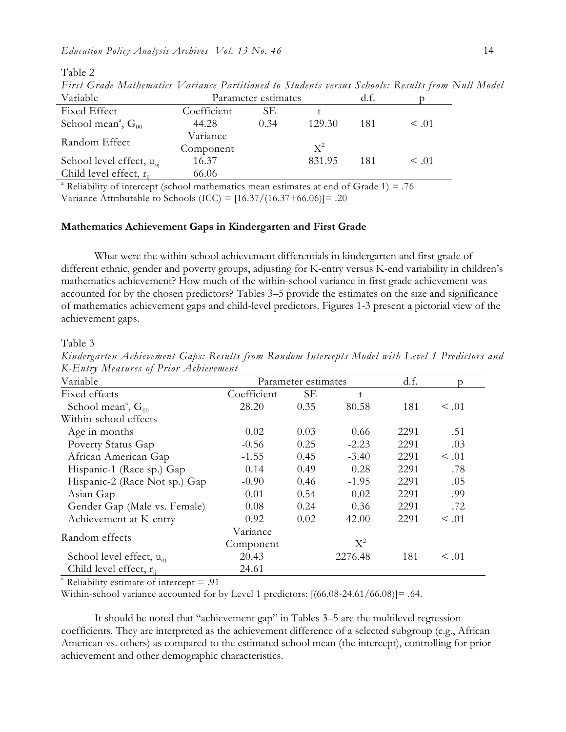Table 2

*First Grade Mathematics Variance Partitioned to Students versus Schools: Results from Null Model*

| Variable | Parameter estimates | | | d.f. | p |
|---|---|---|---|---|---|
| Fixed Effect | Coefficient | SE | t | | |
| School mean[a], $G_{00}$ | 44.28 | 0.34 | 129.30 | 181 | < .01 |
| Random Effect | Variance Component | | $X^2$ | | |
| School level effect, $u_{oj}$ | 16.37 | | 831.95 | 181 | < .01 |
| Child level effect, $r_{ij}$ | 66.06 | | | | |

[a] Reliability of intercept (school mathematics mean estimates at end of Grade 1) = .76

Variance Attributable to Schools (ICC) = [16.37/(16.37+66.06)]= .20

**Mathematics Achievement Gaps in Kindergarten and First Grade**

What were the within-school achievement differentials in kindergarten and first grade of different ethnic, gender and poverty groups, adjusting for K-entry versus K-end variability in children's mathematics achievement? How much of the within-school variance in first grade achievement was accounted for by the chosen predictors? Tables 3–5 provide the estimates on the size and significance of mathematics achievement gaps and child-level predictors. Figures 1-3 present a pictorial view of the achievement gaps.

Table 3

*Kindergarten Achievement Gaps: Results from Random Intercepts Model with Level 1 Predictors and K-Entry Measures of Prior Achievement*

| Variable | Parameter estimates | | | d.f. | p |
|---|---|---|---|---|---|
| Fixed effects | Coefficient | SE | t | | |
| School mean[a], $G_{00}$ | 28.20 | 0.35 | 80.58 | 181 | < .01 |
| Within-school effects | | | | | |
| Age in months | 0.02 | 0.03 | 0.66 | 2291 | .51 |
| Poverty Status Gap | -0.56 | 0.25 | -2.23 | 2291 | .03 |
| African American Gap | -1.55 | 0.45 | -3.40 | 2291 | < .01 |
| Hispanic-1 (Race sp.) Gap | 0.14 | 0.49 | 0.28 | 2291 | .78 |
| Hispanic-2 (Race Not sp.) Gap | -0.90 | 0.46 | -1.95 | 2291 | .05 |
| Asian Gap | 0.01 | 0.54 | 0.02 | 2291 | .99 |
| Gender Gap (Male vs. Female) | 0.08 | 0.24 | 0.36 | 2291 | .72 |
| Achievement at K-entry | 0.92 | 0.02 | 42.00 | 2291 | < .01 |
| Random effects | Variance Component | | $X^2$ | | |
| School level effect, $u_{oj}$ | 20.43 | | 2276.48 | 181 | < .01 |
| Child level effect, $r_{ij}$ | 24.61 | | | | |

[a] Reliability estimate of intercept = .91

Within-school variance accounted for by Level 1 predictors: [(66.08-24.61/66.08)]= .64.

It should be noted that "achievement gap" in Tables 3–5 are the multilevel regression coefficients. They are interpreted as the achievement difference of a selected subgroup (e.g., African American vs. others) as compared to the estimated school mean (the intercept), controlling for prior achievement and other demographic characteristics.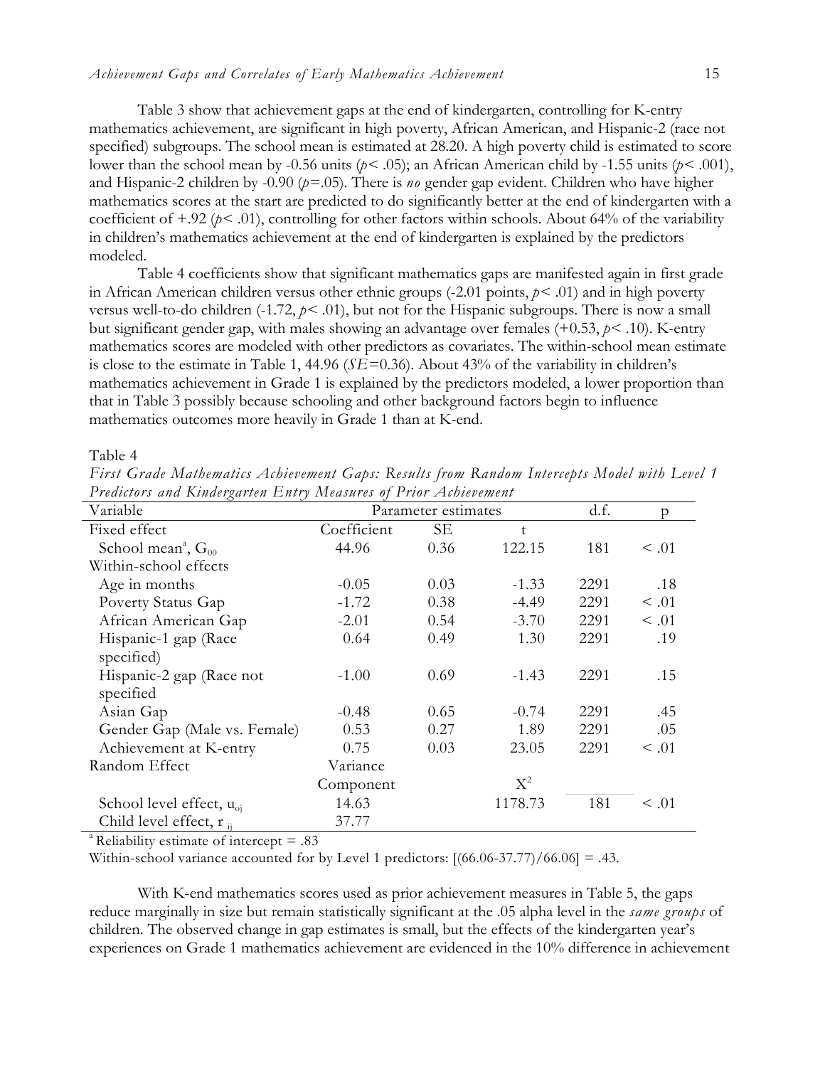Table 3 show that achievement gaps at the end of kindergarten, controlling for K-entry mathematics achievement, are significant in high poverty, African American, and Hispanic-2 (race not specified) subgroups. The school mean is estimated at 28.20. A high poverty child is estimated to score lower than the school mean by -0.56 units ($p < .05$); an African American child by -1.55 units ($p < .001$), and Hispanic-2 children by -0.90 ($p = .05$). There is *no* gender gap evident. Children who have higher mathematics scores at the start are predicted to do significantly better at the end of kindergarten with a coefficient of +.92 ($p < .01$), controlling for other factors within schools. About 64% of the variability in children's mathematics achievement at the end of kindergarten is explained by the predictors modeled.

Table 4 coefficients show that significant mathematics gaps are manifested again in first grade in African American children versus other ethnic groups (-2.01 points, $p < .01$) and in high poverty versus well-to-do children (-1.72, $p < .01$), but not for the Hispanic subgroups. There is now a small but significant gender gap, with males showing an advantage over females (+0.53, $p < .10$). K-entry mathematics scores are modeled with other predictors as covariates. The within-school mean estimate is close to the estimate in Table 1, 44.96 (*SE*=0.36). About 43% of the variability in children's mathematics achievement in Grade 1 is explained by the predictors modeled, a lower proportion than that in Table 3 possibly because schooling and other background factors begin to influence mathematics outcomes more heavily in Grade 1 than at K-end.

Table 4

*First Grade Mathematics Achievement Gaps: Results from Random Intercepts Model with Level 1 Predictors and Kindergarten Entry Measures of Prior Achievement*

| Variable | Parameter estimates | | | d.f. | p |
|---|---|---|---|---|---|
| Fixed effect | Coefficient | SE | t | | |
| School mean[a], $G_{00}$ | 44.96 | 0.36 | 122.15 | 181 | < .01 |
| Within-school effects | | | | | |
| Age in months | -0.05 | 0.03 | -1.33 | 2291 | .18 |
| Poverty Status Gap | -1.72 | 0.38 | -4.49 | 2291 | < .01 |
| African American Gap | -2.01 | 0.54 | -3.70 | 2291 | < .01 |
| Hispanic-1 gap (Race specified) | 0.64 | 0.49 | 1.30 | 2291 | .19 |
| Hispanic-2 gap (Race not specified | -1.00 | 0.69 | -1.43 | 2291 | .15 |
| Asian Gap | -0.48 | 0.65 | -0.74 | 2291 | .45 |
| Gender Gap (Male vs. Female) | 0.53 | 0.27 | 1.89 | 2291 | .05 |
| Achievement at K-entry | 0.75 | 0.03 | 23.05 | 2291 | < .01 |
| Random Effect | Variance Component | | $X^2$ | | |
| School level effect, $u_{oj}$ | 14.63 | | 1178.73 | 181 | < .01 |
| Child level effect, $r_{ij}$ | 37.77 | | | | |

[a] Reliability estimate of intercept = .83

Within-school variance accounted for by Level 1 predictors: [(66.06-37.77)/66.06] = .43.

With K-end mathematics scores used as prior achievement measures in Table 5, the gaps reduce marginally in size but remain statistically significant at the .05 alpha level in the *same groups* of children. The observed change in gap estimates is small, but the effects of the kindergarten year's experiences on Grade 1 mathematics achievement are evidenced in the 10% difference in achievement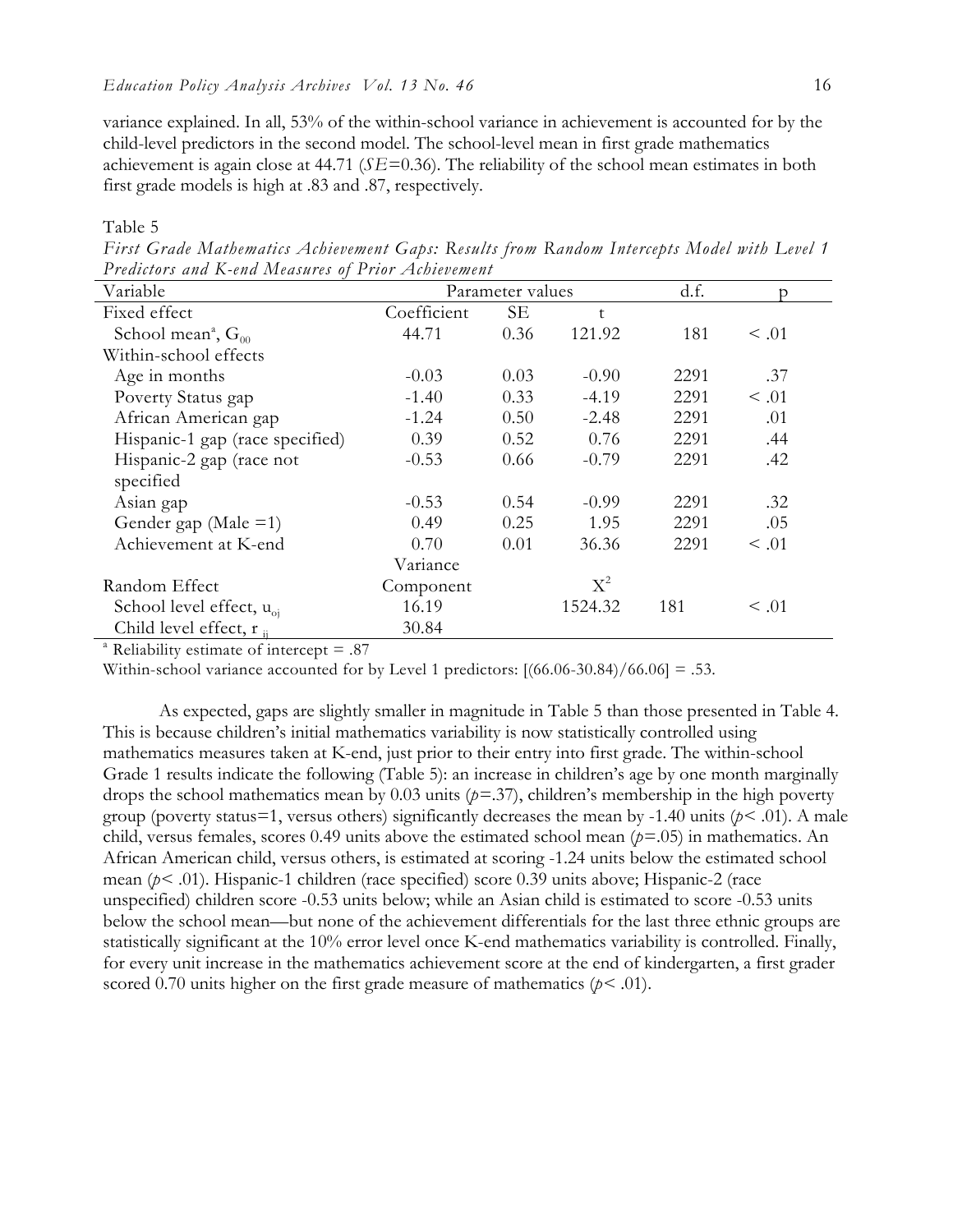variance explained. In all, 53% of the within-school variance in achievement is accounted for by the child-level predictors in the second model. The school-level mean in first grade mathematics achievement is again close at 44.71 (*SE*=0.36). The reliability of the school mean estimates in both first grade models is high at .83 and .87, respectively.

Table 5

*First Grade Mathematics Achievement Gaps: Results from Random Intercepts Model with Level 1 Predictors and K-end Measures of Prior Achievement*

| Variable | Parameter values | | | d.f. | p |
|---|---|---|---|---|---|
| Fixed effect | Coefficient | SE | t | | |
| School mean[a], $G_{00}$ | 44.71 | 0.36 | 121.92 | 181 | < .01 |
| Within-school effects | | | | | |
| Age in months | -0.03 | 0.03 | -0.90 | 2291 | .37 |
| Poverty Status gap | -1.40 | 0.33 | -4.19 | 2291 | < .01 |
| African American gap | -1.24 | 0.50 | -2.48 | 2291 | .01 |
| Hispanic-1 gap (race specified) | 0.39 | 0.52 | 0.76 | 2291 | .44 |
| Hispanic-2 gap (race not specified | -0.53 | 0.66 | -0.79 | 2291 | .42 |
| Asian gap | -0.53 | 0.54 | -0.99 | 2291 | .32 |
| Gender gap (Male =1) | 0.49 | 0.25 | 1.95 | 2291 | .05 |
| Achievement at K-end | 0.70 | 0.01 | 36.36 | 2291 | < .01 |
| Random Effect | Variance Component | | $X^2$ | | |
| School level effect, $u_{oj}$ | 16.19 | | 1524.32 | 181 | < .01 |
| Child level effect, $r_{ij}$ | 30.84 | | | | |

[a] Reliability estimate of intercept = .87

Within-school variance accounted for by Level 1 predictors: [(66.06-30.84)/66.06] = .53.

As expected, gaps are slightly smaller in magnitude in Table 5 than those presented in Table 4. This is because children's initial mathematics variability is now statistically controlled using mathematics measures taken at K-end, just prior to their entry into first grade. The within-school Grade 1 results indicate the following (Table 5): an increase in children's age by one month marginally drops the school mathematics mean by 0.03 units ($p$=.37), children's membership in the high poverty group (poverty status=1, versus others) significantly decreases the mean by -1.40 units ($p$< .01). A male child, versus females, scores 0.49 units above the estimated school mean ($p$=.05) in mathematics. An African American child, versus others, is estimated at scoring -1.24 units below the estimated school mean ($p$< .01). Hispanic-1 children (race specified) score 0.39 units above; Hispanic-2 (race unspecified) children score -0.53 units below; while an Asian child is estimated to score -0.53 units below the school mean—but none of the achievement differentials for the last three ethnic groups are statistically significant at the 10% error level once K-end mathematics variability is controlled. Finally, for every unit increase in the mathematics achievement score at the end of kindergarten, a first grader scored 0.70 units higher on the first grade measure of mathematics ($p$< .01).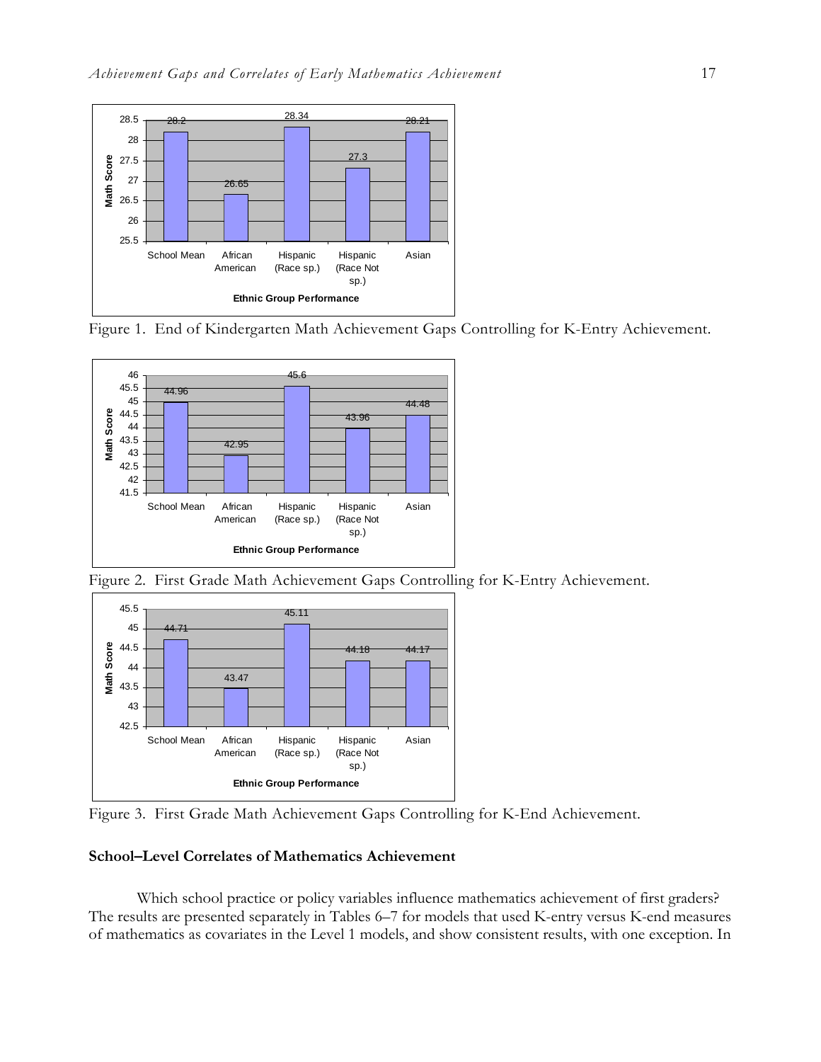Figure 1. End of Kindergarten Math Achievement Gaps Controlling for K-Entry Achievement.

Figure 2. First Grade Math Achievement Gaps Controlling for K-Entry Achievement.

Figure 3. First Grade Math Achievement Gaps Controlling for K-End Achievement.

**School–Level Correlates of Mathematics Achievement**

Which school practice or policy variables influence mathematics achievement of first graders? The results are presented separately in Tables 6–7 for models that used K-entry versus K-end measures of mathematics as covariates in the Level 1 models, and show consistent results, with one exception. In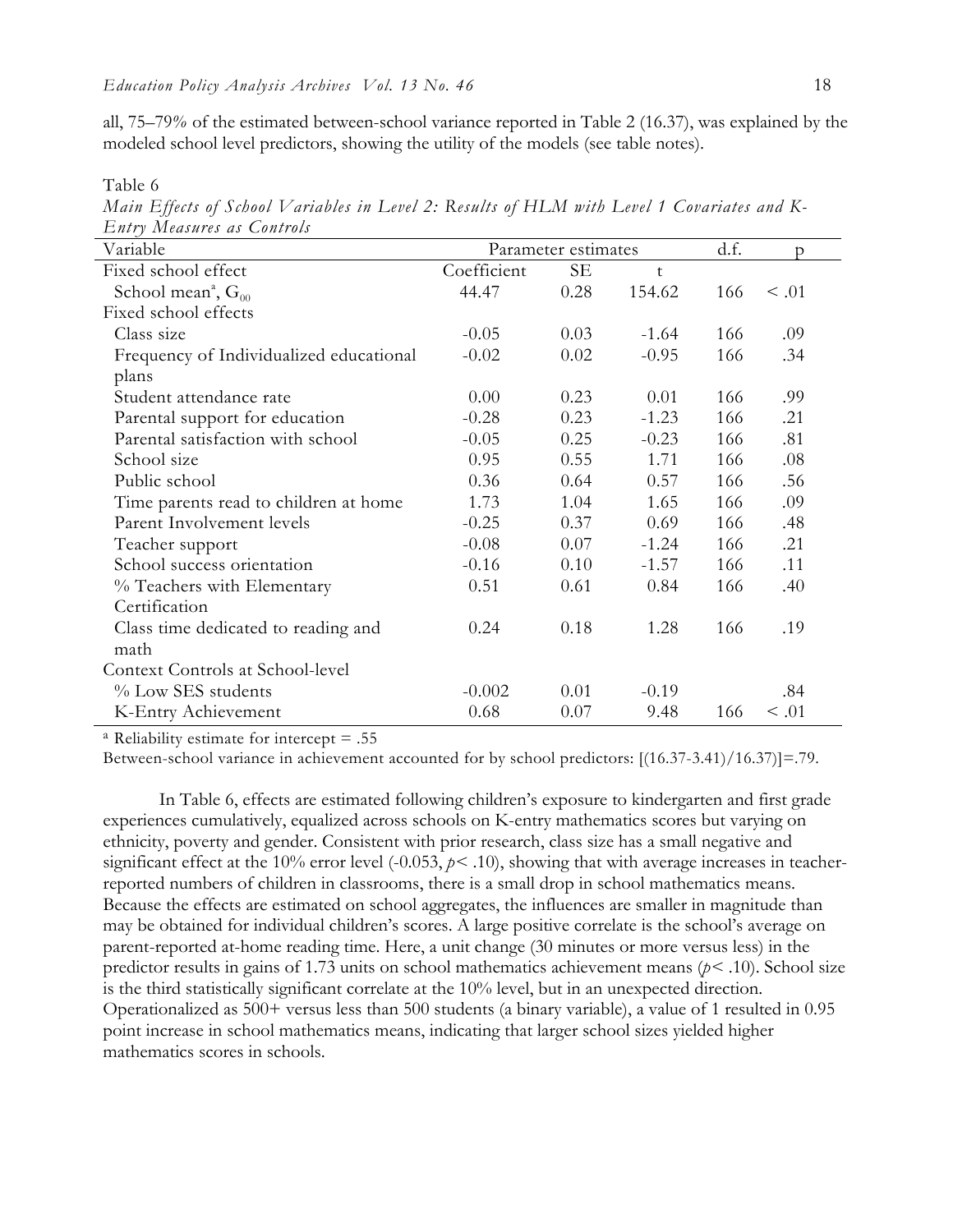all, 75–79% of the estimated between-school variance reported in Table 2 (16.37), was explained by the modeled school level predictors, showing the utility of the models (see table notes).

Table 6

*Main Effects of School Variables in Level 2: Results of HLM with Level 1 Covariates and K-Entry Measures as Controls*

| Variable | Parameter estimates | | | d.f. | p |
|---|---|---|---|---|---|
| Fixed school effect | Coefficient | SE | t | | |
| School mean[a], $G_{00}$ | 44.47 | 0.28 | 154.62 | 166 | < .01 |
| Fixed school effects | | | | | |
| Class size | -0.05 | 0.03 | -1.64 | 166 | .09 |
| Frequency of Individualized educational plans | -0.02 | 0.02 | -0.95 | 166 | .34 |
| Student attendance rate | 0.00 | 0.23 | 0.01 | 166 | .99 |
| Parental support for education | -0.28 | 0.23 | -1.23 | 166 | .21 |
| Parental satisfaction with school | -0.05 | 0.25 | -0.23 | 166 | .81 |
| School size | 0.95 | 0.55 | 1.71 | 166 | .08 |
| Public school | 0.36 | 0.64 | 0.57 | 166 | .56 |
| Time parents read to children at home | 1.73 | 1.04 | 1.65 | 166 | .09 |
| Parent Involvement levels | -0.25 | 0.37 | 0.69 | 166 | .48 |
| Teacher support | -0.08 | 0.07 | -1.24 | 166 | .21 |
| School success orientation | -0.16 | 0.10 | -1.57 | 166 | .11 |
| % Teachers with Elementary Certification | 0.51 | 0.61 | 0.84 | 166 | .40 |
| Class time dedicated to reading and math | 0.24 | 0.18 | 1.28 | 166 | .19 |
| Context Controls at School-level | | | | | |
| % Low SES students | -0.002 | 0.01 | -0.19 | | .84 |
| K-Entry Achievement | 0.68 | 0.07 | 9.48 | 166 | < .01 |

[a] Reliability estimate for intercept = .55

Between-school variance in achievement accounted for by school predictors: [(16.37-3.41)/16.37)]=.79.

In Table 6, effects are estimated following children's exposure to kindergarten and first grade experiences cumulatively, equalized across schools on K-entry mathematics scores but varying on ethnicity, poverty and gender. Consistent with prior research, class size has a small negative and significant effect at the 10% error level (-0.053, $p < .10$), showing that with average increases in teacher-reported numbers of children in classrooms, there is a small drop in school mathematics means. Because the effects are estimated on school aggregates, the influences are smaller in magnitude than may be obtained for individual children's scores. A large positive correlate is the school's average on parent-reported at-home reading time. Here, a unit change (30 minutes or more versus less) in the predictor results in gains of 1.73 units on school mathematics achievement means ($p < .10$). School size is the third statistically significant correlate at the 10% level, but in an unexpected direction. Operationalized as 500+ versus less than 500 students (a binary variable), a value of 1 resulted in 0.95 point increase in school mathematics means, indicating that larger school sizes yielded higher mathematics scores in schools.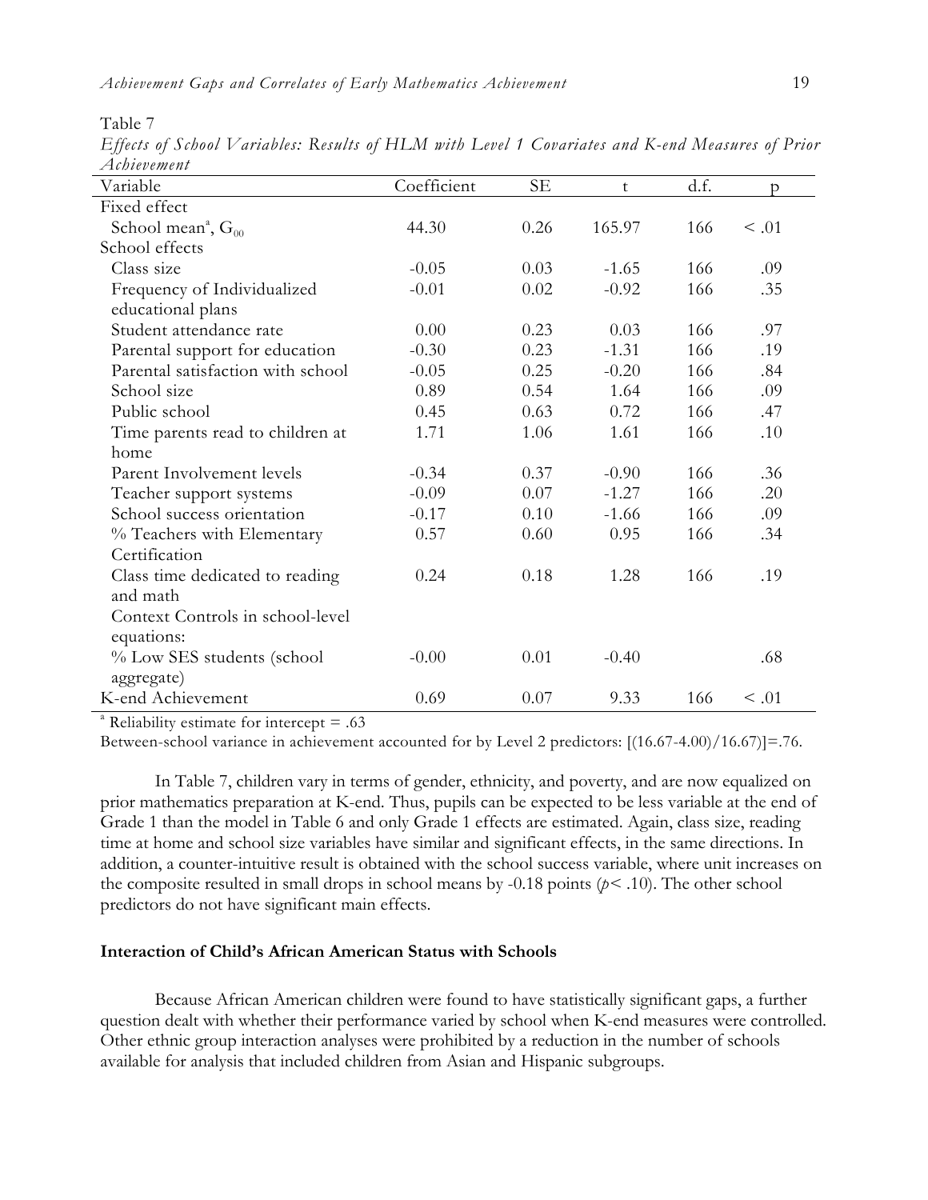Table 7

*Effects of School Variables: Results of HLM with Level 1 Covariates and K-end Measures of Prior Achievement*

| Variable | Coefficient | SE | t | d.f. | p |
|---|---|---|---|---|---|
| Fixed effect | | | | | |
| School mean[a], $G_{00}$ | 44.30 | 0.26 | 165.97 | 166 | < .01 |
| School effects | | | | | |
| Class size | -0.05 | 0.03 | -1.65 | 166 | .09 |
| Frequency of Individualized educational plans | -0.01 | 0.02 | -0.92 | 166 | .35 |
| Student attendance rate | 0.00 | 0.23 | 0.03 | 166 | .97 |
| Parental support for education | -0.30 | 0.23 | -1.31 | 166 | .19 |
| Parental satisfaction with school | -0.05 | 0.25 | -0.20 | 166 | .84 |
| School size | 0.89 | 0.54 | 1.64 | 166 | .09 |
| Public school | 0.45 | 0.63 | 0.72 | 166 | .47 |
| Time parents read to children at home | 1.71 | 1.06 | 1.61 | 166 | .10 |
| Parent Involvement levels | -0.34 | 0.37 | -0.90 | 166 | .36 |
| Teacher support systems | -0.09 | 0.07 | -1.27 | 166 | .20 |
| School success orientation | -0.17 | 0.10 | -1.66 | 166 | .09 |
| % Teachers with Elementary Certification | 0.57 | 0.60 | 0.95 | 166 | .34 |
| Class time dedicated to reading and math | 0.24 | 0.18 | 1.28 | 166 | .19 |
| Context Controls in school-level equations: | | | | | |
| % Low SES students (school aggregate) | -0.00 | 0.01 | -0.40 | | .68 |
| K-end Achievement | 0.69 | 0.07 | 9.33 | 166 | < .01 |

[a] Reliability estimate for intercept = .63

Between-school variance in achievement accounted for by Level 2 predictors: [(16.67-4.00)/16.67)]=.76.

In Table 7, children vary in terms of gender, ethnicity, and poverty, and are now equalized on prior mathematics preparation at K-end. Thus, pupils can be expected to be less variable at the end of Grade 1 than the model in Table 6 and only Grade 1 effects are estimated. Again, class size, reading time at home and school size variables have similar and significant effects, in the same directions. In addition, a counter-intuitive result is obtained with the school success variable, where unit increases on the composite resulted in small drops in school means by -0.18 points ($p < .10$). The other school predictors do not have significant main effects.

### Interaction of Child's African American Status with Schools

Because African American children were found to have statistically significant gaps, a further question dealt with whether their performance varied by school when K-end measures were controlled. Other ethnic group interaction analyses were prohibited by a reduction in the number of schools available for analysis that included children from Asian and Hispanic subgroups.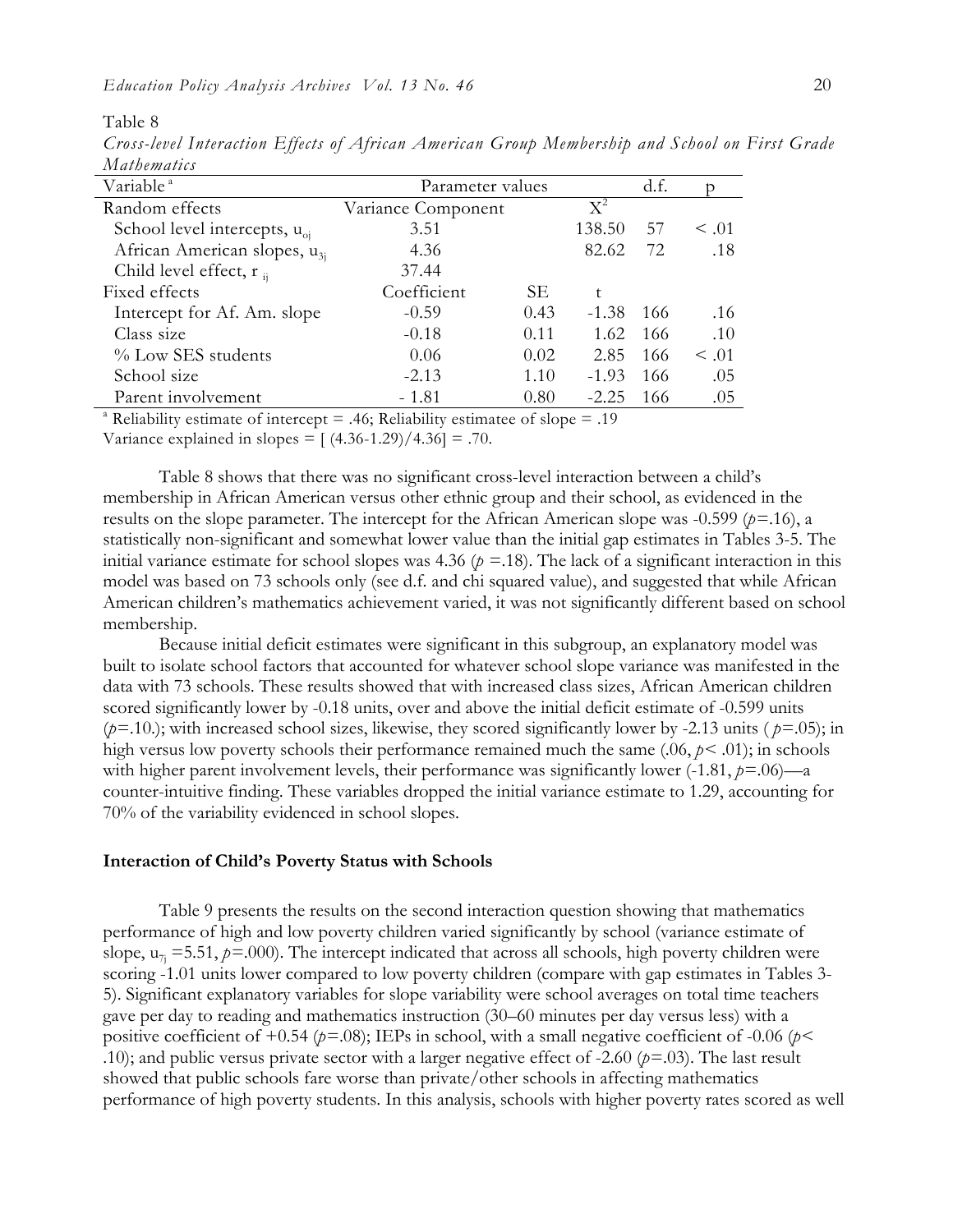Table 8

*Cross-level Interaction Effects of African American Group Membership and School on First Grade Mathematics*

| Variable [a] | Parameter values | | | d.f. | p |
|---|---|---|---|---|---|
| Random effects | Variance Component | | $X^2$ | | |
| School level intercepts, $u_{oj}$ | 3.51 | | 138.50 | 57 | < .01 |
| African American slopes, $u_{3j}$ | 4.36 | | 82.62 | 72 | .18 |
| Child level effect, $r_{ij}$ | 37.44 | | | | |
| Fixed effects | Coefficient | SE | t | | |
| Intercept for Af. Am. slope | -0.59 | 0.43 | -1.38 | 166 | .16 |
| Class size | -0.18 | 0.11 | 1.62 | 166 | .10 |
| % Low SES students | 0.06 | 0.02 | 2.85 | 166 | < .01 |
| School size | -2.13 | 1.10 | -1.93 | 166 | .05 |
| Parent involvement | - 1.81 | 0.80 | -2.25 | 166 | .05 |

[a] Reliability estimate of intercept = .46; Reliability estimatee of slope = .19

Variance explained in slopes = [ (4.36-1.29)/4.36] = .70.

Table 8 shows that there was no significant cross-level interaction between a child's membership in African American versus other ethnic group and their school, as evidenced in the results on the slope parameter. The intercept for the African American slope was -0.599 ($p$=.16), a statistically non-significant and somewhat lower value than the initial gap estimates in Tables 3-5. The initial variance estimate for school slopes was 4.36 ($p$ =.18). The lack of a significant interaction in this model was based on 73 schools only (see d.f. and chi squared value), and suggested that while African American children's mathematics achievement varied, it was not significantly different based on school membership.

Because initial deficit estimates were significant in this subgroup, an explanatory model was built to isolate school factors that accounted for whatever school slope variance was manifested in the data with 73 schools. These results showed that with increased class sizes, African American children scored significantly lower by -0.18 units, over and above the initial deficit estimate of -0.599 units ($p$=.10.); with increased school sizes, likewise, they scored significantly lower by -2.13 units ( $p$=.05); in high versus low poverty schools their performance remained much the same (.06, $p$< .01); in schools with higher parent involvement levels, their performance was significantly lower (-1.81, $p$=.06)—a counter-intuitive finding. These variables dropped the initial variance estimate to 1.29, accounting for 70% of the variability evidenced in school slopes.

### Interaction of Child's Poverty Status with Schools

Table 9 presents the results on the second interaction question showing that mathematics performance of high and low poverty children varied significantly by school (variance estimate of slope, $u_{7j}$ =5.51, $p$=.000). The intercept indicated that across all schools, high poverty children were scoring -1.01 units lower compared to low poverty children (compare with gap estimates in Tables 3-5). Significant explanatory variables for slope variability were school averages on total time teachers gave per day to reading and mathematics instruction (30–60 minutes per day versus less) with a positive coefficient of +0.54 ($p$=.08); IEPs in school, with a small negative coefficient of -0.06 ($p$< .10); and public versus private sector with a larger negative effect of -2.60 ($p$=.03). The last result showed that public schools fare worse than private/other schools in affecting mathematics performance of high poverty students. In this analysis, schools with higher poverty rates scored as well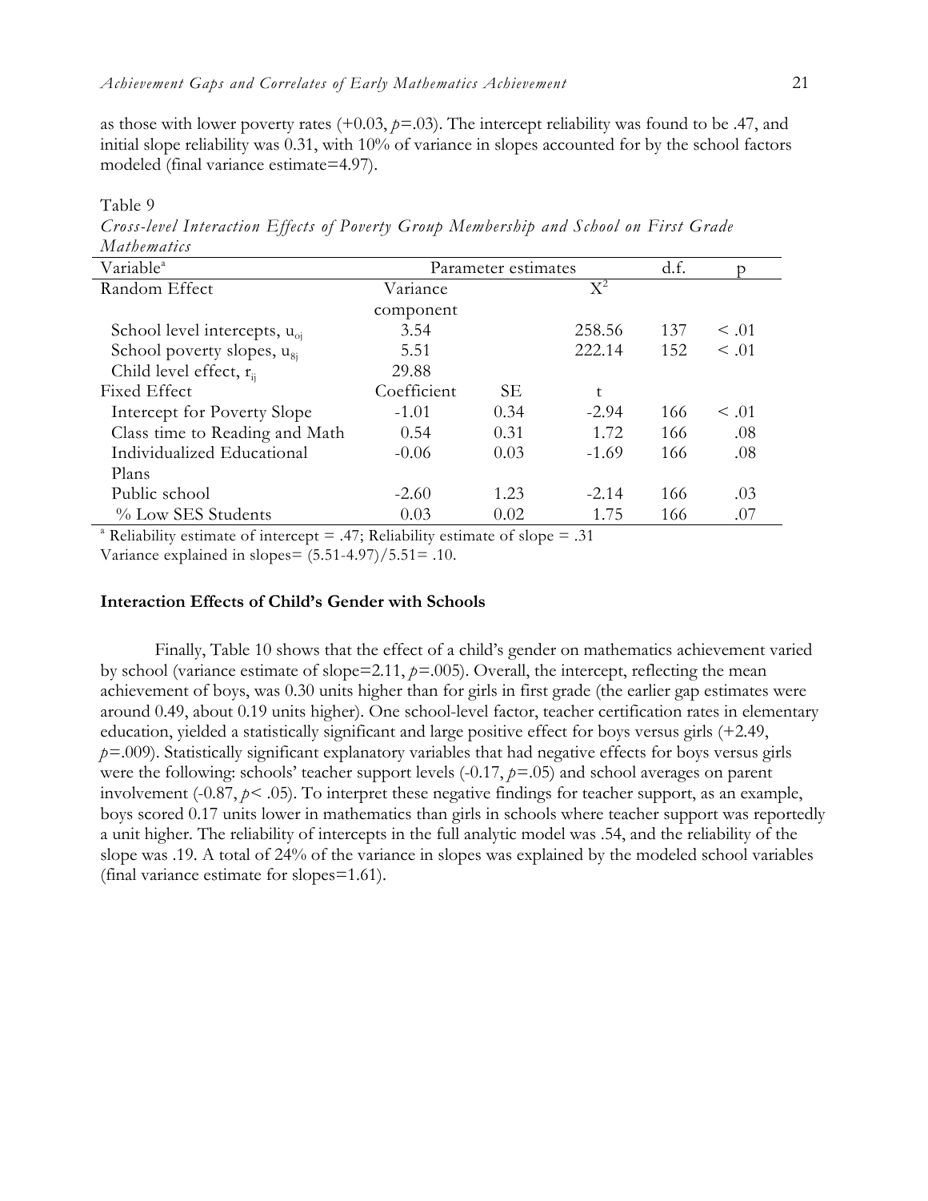as those with lower poverty rates (+0.03, $p$=.03). The intercept reliability was found to be .47, and initial slope reliability was 0.31, with 10% of variance in slopes accounted for by the school factors modeled (final variance estimate=4.97).

Table 9

*Cross-level Interaction Effects of Poverty Group Membership and School on First Grade Mathematics*

| Variable[a] | Parameter estimates | | | d.f. | p |
|---|---|---|---|---|---|
| Random Effect | Variance component | | $X^2$ | | |
| School level intercepts, $u_{oj}$ | 3.54 | | 258.56 | 137 | < .01 |
| School poverty slopes, $u_{8j}$ | 5.51 | | 222.14 | 152 | < .01 |
| Child level effect, $r_{ij}$ | 29.88 | | | | |
| Fixed Effect | Coefficient | SE | t | | |
| Intercept for Poverty Slope | -1.01 | 0.34 | -2.94 | 166 | < .01 |
| Class time to Reading and Math | 0.54 | 0.31 | 1.72 | 166 | .08 |
| Individualized Educational Plans | -0.06 | 0.03 | -1.69 | 166 | .08 |
| Public school | -2.60 | 1.23 | -2.14 | 166 | .03 |
| % Low SES Students | 0.03 | 0.02 | 1.75 | 166 | .07 |

[a] Reliability estimate of intercept = .47; Reliability estimate of slope = .31

Variance explained in slopes= (5.51-4.97)/5.51= .10.

**Interaction Effects of Child's Gender with Schools**

Finally, Table 10 shows that the effect of a child's gender on mathematics achievement varied by school (variance estimate of slope=2.11, $p$=.005). Overall, the intercept, reflecting the mean achievement of boys, was 0.30 units higher than for girls in first grade (the earlier gap estimates were around 0.49, about 0.19 units higher). One school-level factor, teacher certification rates in elementary education, yielded a statistically significant and large positive effect for boys versus girls (+2.49, $p$=.009). Statistically significant explanatory variables that had negative effects for boys versus girls were the following: schools' teacher support levels (-0.17, $p$=.05) and school averages on parent involvement (-0.87, $p < .05$). To interpret these negative findings for teacher support, as an example, boys scored 0.17 units lower in mathematics than girls in schools where teacher support was reportedly a unit higher. The reliability of intercepts in the full analytic model was .54, and the reliability of the slope was .19. A total of 24% of the variance in slopes was explained by the modeled school variables (final variance estimate for slopes=1.61).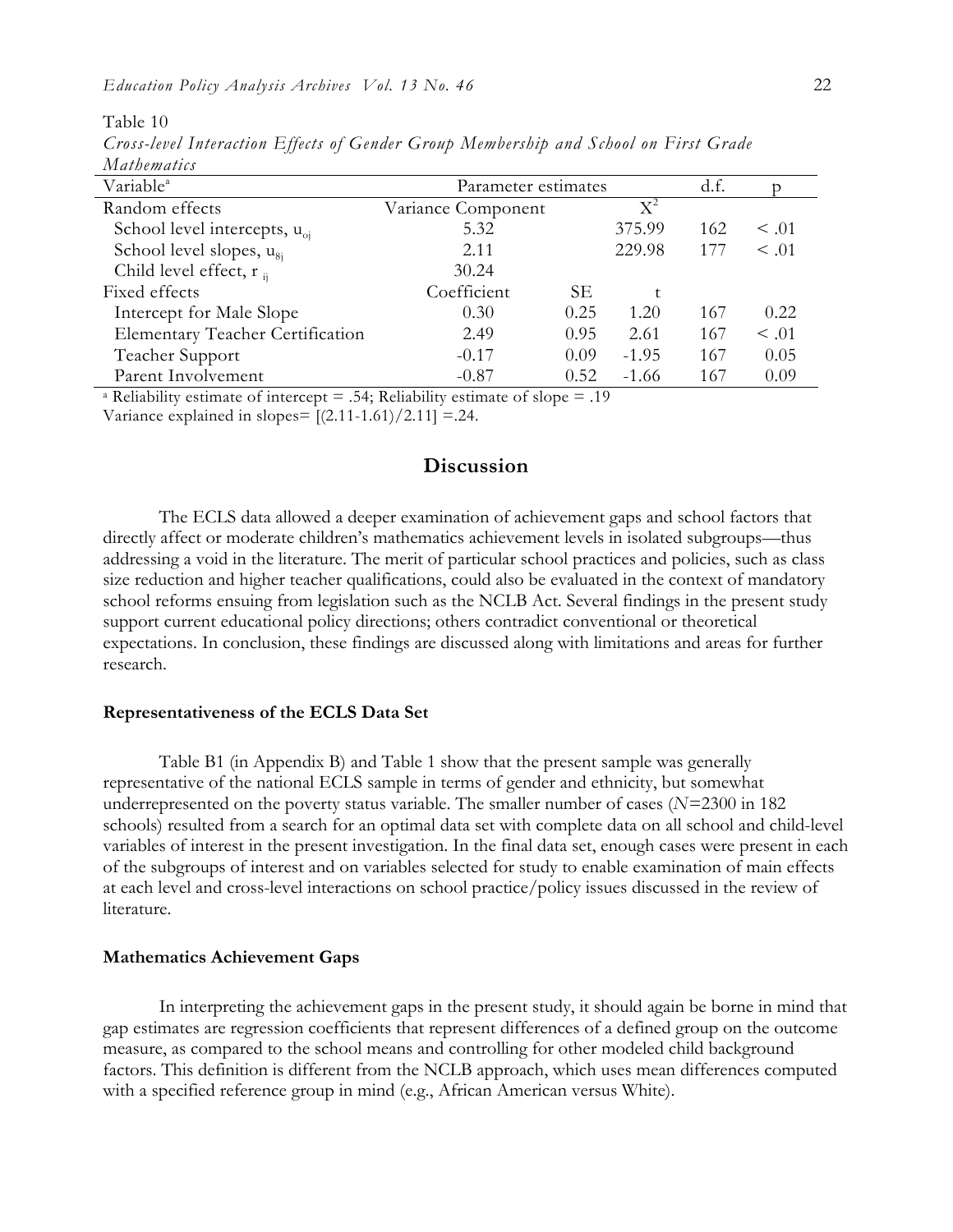Table 10

*Cross-level Interaction Effects of Gender Group Membership and School on First Grade Mathematics*

| Variable[a] | Parameter estimates | | | d.f. | p |
|---|---|---|---|---|---|
| Random effects | Variance Component | | $X^2$ | | |
| School level intercepts, $u_{oj}$ | 5.32 | | 375.99 | 162 | < .01 |
| School level slopes, $u_{8j}$ | 2.11 | | 229.98 | 177 | < .01 |
| Child level effect, $r_{ij}$ | 30.24 | | | | |
| Fixed effects | Coefficient | SE | t | | |
| Intercept for Male Slope | 0.30 | 0.25 | 1.20 | 167 | 0.22 |
| Elementary Teacher Certification | 2.49 | 0.95 | 2.61 | 167 | < .01 |
| Teacher Support | -0.17 | 0.09 | -1.95 | 167 | 0.05 |
| Parent Involvement | -0.87 | 0.52 | -1.66 | 167 | 0.09 |

[a] Reliability estimate of intercept = .54; Reliability estimate of slope = .19

Variance explained in slopes= [(2.11-1.61)/2.11] =.24.

## Discussion

The ECLS data allowed a deeper examination of achievement gaps and school factors that directly affect or moderate children's mathematics achievement levels in isolated subgroups—thus addressing a void in the literature. The merit of particular school practices and policies, such as class size reduction and higher teacher qualifications, could also be evaluated in the context of mandatory school reforms ensuing from legislation such as the NCLB Act. Several findings in the present study support current educational policy directions; others contradict conventional or theoretical expectations. In conclusion, these findings are discussed along with limitations and areas for further research.

### Representativeness of the ECLS Data Set

Table B1 (in Appendix B) and Table 1 show that the present sample was generally representative of the national ECLS sample in terms of gender and ethnicity, but somewhat underrepresented on the poverty status variable. The smaller number of cases (*N*=2300 in 182 schools) resulted from a search for an optimal data set with complete data on all school and child-level variables of interest in the present investigation. In the final data set, enough cases were present in each of the subgroups of interest and on variables selected for study to enable examination of main effects at each level and cross-level interactions on school practice/policy issues discussed in the review of literature.

### Mathematics Achievement Gaps

In interpreting the achievement gaps in the present study, it should again be borne in mind that gap estimates are regression coefficients that represent differences of a defined group on the outcome measure, as compared to the school means and controlling for other modeled child background factors. This definition is different from the NCLB approach, which uses mean differences computed with a specified reference group in mind (e.g., African American versus White).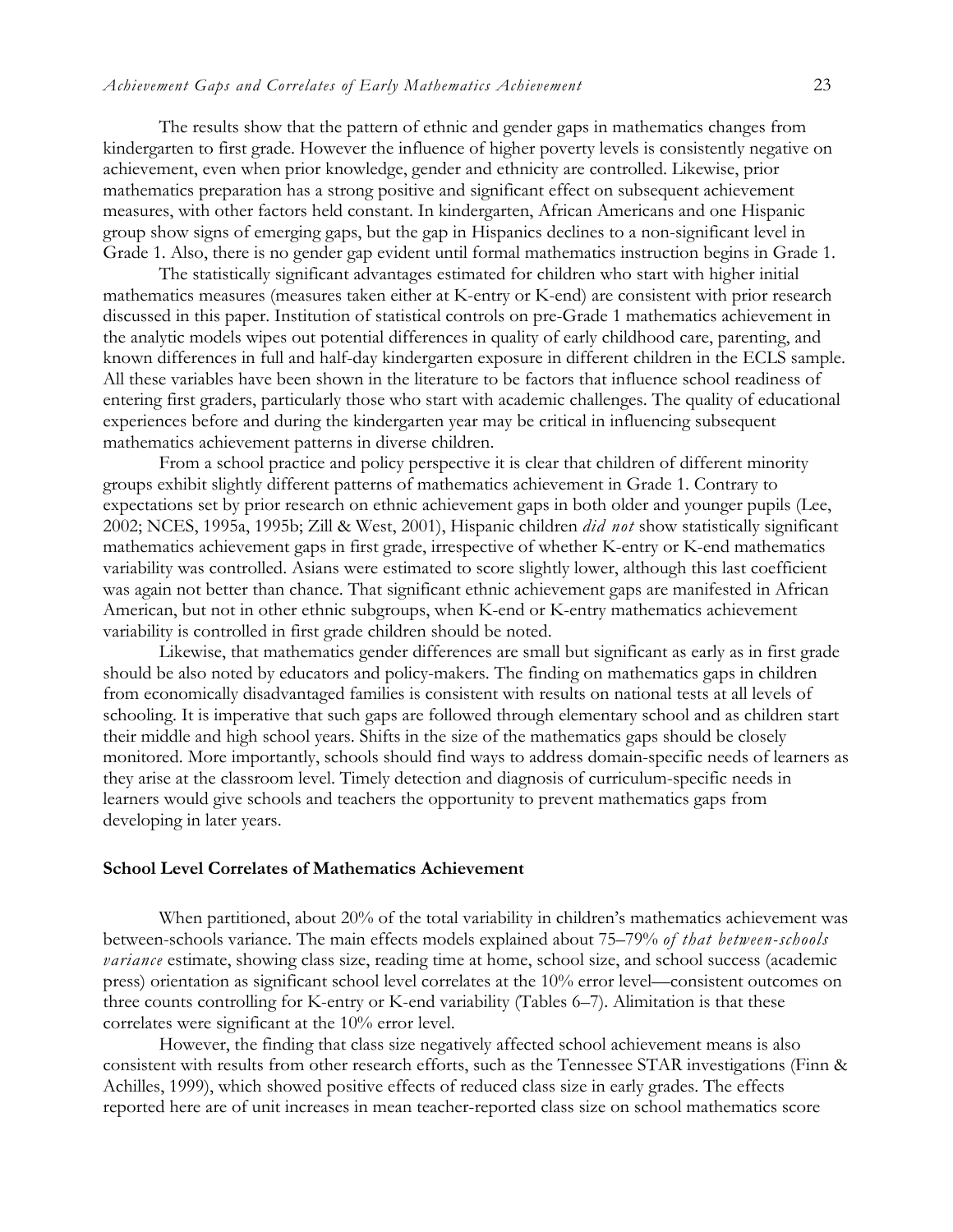The results show that the pattern of ethnic and gender gaps in mathematics changes from kindergarten to first grade. However the influence of higher poverty levels is consistently negative on achievement, even when prior knowledge, gender and ethnicity are controlled. Likewise, prior mathematics preparation has a strong positive and significant effect on subsequent achievement measures, with other factors held constant. In kindergarten, African Americans and one Hispanic group show signs of emerging gaps, but the gap in Hispanics declines to a non-significant level in Grade 1. Also, there is no gender gap evident until formal mathematics instruction begins in Grade 1.

The statistically significant advantages estimated for children who start with higher initial mathematics measures (measures taken either at K-entry or K-end) are consistent with prior research discussed in this paper. Institution of statistical controls on pre-Grade 1 mathematics achievement in the analytic models wipes out potential differences in quality of early childhood care, parenting, and known differences in full and half-day kindergarten exposure in different children in the ECLS sample. All these variables have been shown in the literature to be factors that influence school readiness of entering first graders, particularly those who start with academic challenges. The quality of educational experiences before and during the kindergarten year may be critical in influencing subsequent mathematics achievement patterns in diverse children.

From a school practice and policy perspective it is clear that children of different minority groups exhibit slightly different patterns of mathematics achievement in Grade 1. Contrary to expectations set by prior research on ethnic achievement gaps in both older and younger pupils (Lee, 2002; NCES, 1995a, 1995b; Zill & West, 2001), Hispanic children *did not* show statistically significant mathematics achievement gaps in first grade, irrespective of whether K-entry or K-end mathematics variability was controlled. Asians were estimated to score slightly lower, although this last coefficient was again not better than chance. That significant ethnic achievement gaps are manifested in African American, but not in other ethnic subgroups, when K-end or K-entry mathematics achievement variability is controlled in first grade children should be noted.

Likewise, that mathematics gender differences are small but significant as early as in first grade should be also noted by educators and policy-makers. The finding on mathematics gaps in children from economically disadvantaged families is consistent with results on national tests at all levels of schooling. It is imperative that such gaps are followed through elementary school and as children start their middle and high school years. Shifts in the size of the mathematics gaps should be closely monitored. More importantly, schools should find ways to address domain-specific needs of learners as they arise at the classroom level. Timely detection and diagnosis of curriculum-specific needs in learners would give schools and teachers the opportunity to prevent mathematics gaps from developing in later years.

### School Level Correlates of Mathematics Achievement

When partitioned, about 20% of the total variability in children's mathematics achievement was between-schools variance. The main effects models explained about 75–79% *of that between-schools variance* estimate, showing class size, reading time at home, school size, and school success (academic press) orientation as significant school level correlates at the 10% error level—consistent outcomes on three counts controlling for K-entry or K-end variability (Tables 6–7). Alimitation is that these correlates were significant at the 10% error level.

However, the finding that class size negatively affected school achievement means is also consistent with results from other research efforts, such as the Tennessee STAR investigations (Finn & Achilles, 1999), which showed positive effects of reduced class size in early grades. The effects reported here are of unit increases in mean teacher-reported class size on school mathematics score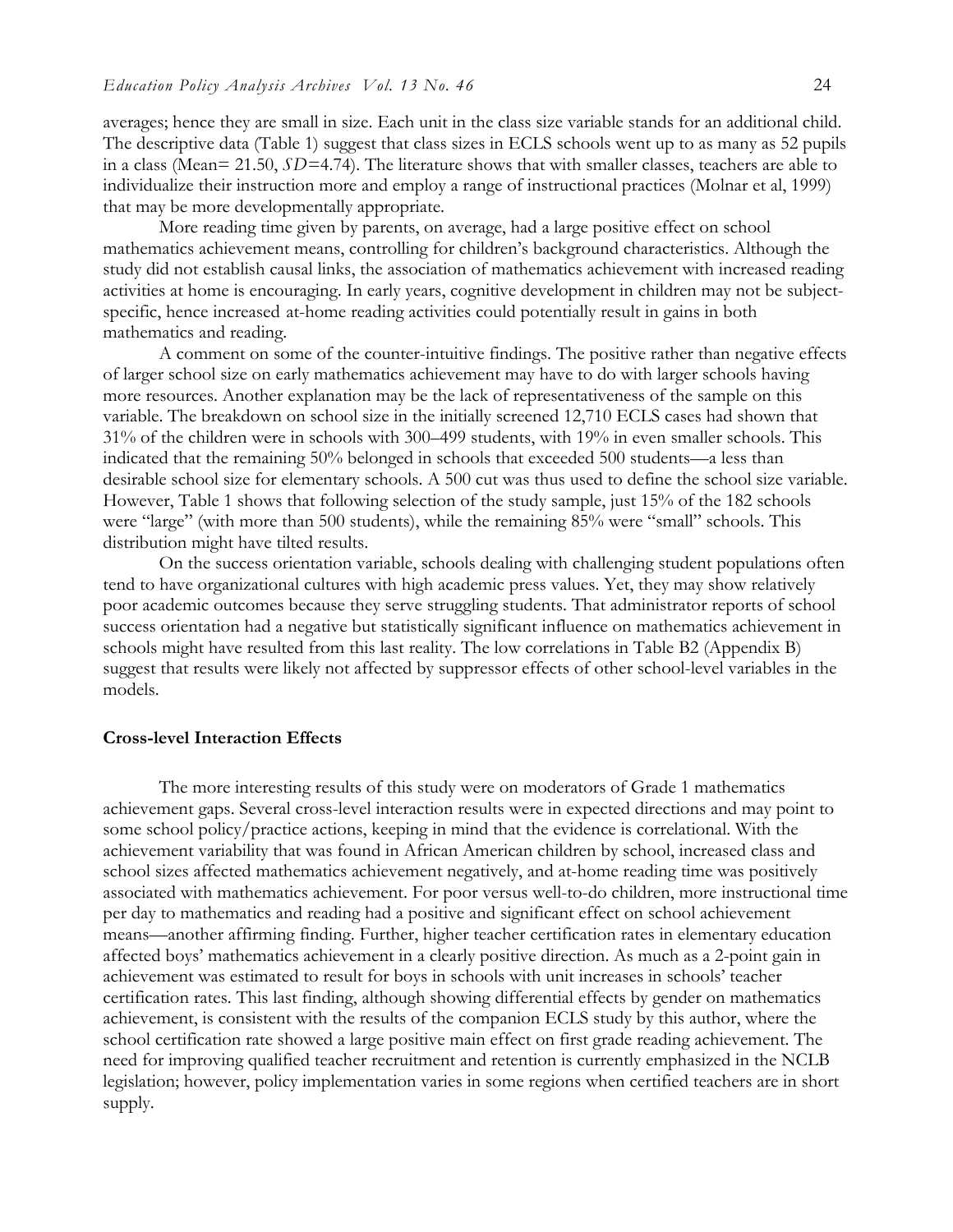averages; hence they are small in size. Each unit in the class size variable stands for an additional child. The descriptive data (Table 1) suggest that class sizes in ECLS schools went up to as many as 52 pupils in a class (Mean= 21.50, *SD*=4.74). The literature shows that with smaller classes, teachers are able to individualize their instruction more and employ a range of instructional practices (Molnar et al, 1999) that may be more developmentally appropriate.

More reading time given by parents, on average, had a large positive effect on school mathematics achievement means, controlling for children's background characteristics. Although the study did not establish causal links, the association of mathematics achievement with increased reading activities at home is encouraging. In early years, cognitive development in children may not be subject-specific, hence increased at-home reading activities could potentially result in gains in both mathematics and reading.

A comment on some of the counter-intuitive findings. The positive rather than negative effects of larger school size on early mathematics achievement may have to do with larger schools having more resources. Another explanation may be the lack of representativeness of the sample on this variable. The breakdown on school size in the initially screened 12,710 ECLS cases had shown that 31% of the children were in schools with 300–499 students, with 19% in even smaller schools. This indicated that the remaining 50% belonged in schools that exceeded 500 students—a less than desirable school size for elementary schools. A 500 cut was thus used to define the school size variable. However, Table 1 shows that following selection of the study sample, just 15% of the 182 schools were "large" (with more than 500 students), while the remaining 85% were "small" schools. This distribution might have tilted results.

On the success orientation variable, schools dealing with challenging student populations often tend to have organizational cultures with high academic press values. Yet, they may show relatively poor academic outcomes because they serve struggling students. That administrator reports of school success orientation had a negative but statistically significant influence on mathematics achievement in schools might have resulted from this last reality. The low correlations in Table B2 (Appendix B) suggest that results were likely not affected by suppressor effects of other school-level variables in the models.

**Cross-level Interaction Effects**

The more interesting results of this study were on moderators of Grade 1 mathematics achievement gaps. Several cross-level interaction results were in expected directions and may point to some school policy/practice actions, keeping in mind that the evidence is correlational. With the achievement variability that was found in African American children by school, increased class and school sizes affected mathematics achievement negatively, and at-home reading time was positively associated with mathematics achievement. For poor versus well-to-do children, more instructional time per day to mathematics and reading had a positive and significant effect on school achievement means—another affirming finding. Further, higher teacher certification rates in elementary education affected boys' mathematics achievement in a clearly positive direction. As much as a 2-point gain in achievement was estimated to result for boys in schools with unit increases in schools' teacher certification rates. This last finding, although showing differential effects by gender on mathematics achievement, is consistent with the results of the companion ECLS study by this author, where the school certification rate showed a large positive main effect on first grade reading achievement. The need for improving qualified teacher recruitment and retention is currently emphasized in the NCLB legislation; however, policy implementation varies in some regions when certified teachers are in short supply.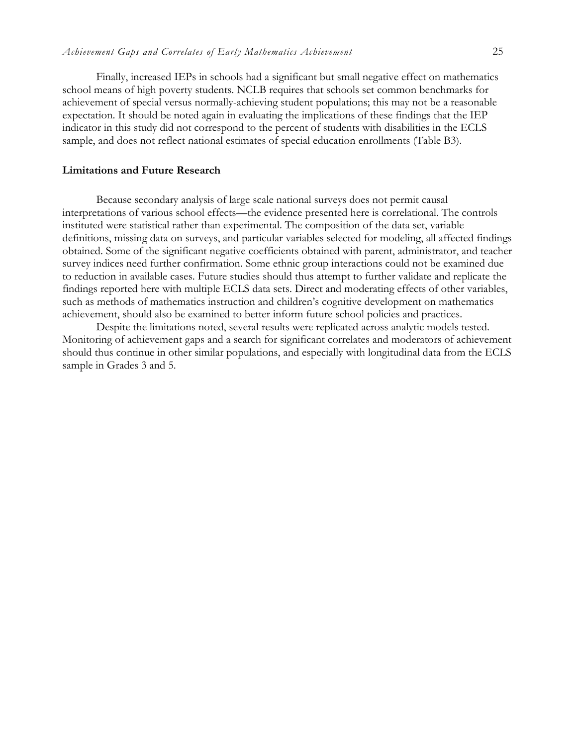Finally, increased IEPs in schools had a significant but small negative effect on mathematics school means of high poverty students. NCLB requires that schools set common benchmarks for achievement of special versus normally-achieving student populations; this may not be a reasonable expectation. It should be noted again in evaluating the implications of these findings that the IEP indicator in this study did not correspond to the percent of students with disabilities in the ECLS sample, and does not reflect national estimates of special education enrollments (Table B3).

### Limitations and Future Research

Because secondary analysis of large scale national surveys does not permit causal interpretations of various school effects—the evidence presented here is correlational. The controls instituted were statistical rather than experimental. The composition of the data set, variable definitions, missing data on surveys, and particular variables selected for modeling, all affected findings obtained. Some of the significant negative coefficients obtained with parent, administrator, and teacher survey indices need further confirmation. Some ethnic group interactions could not be examined due to reduction in available cases. Future studies should thus attempt to further validate and replicate the findings reported here with multiple ECLS data sets. Direct and moderating effects of other variables, such as methods of mathematics instruction and children's cognitive development on mathematics achievement, should also be examined to better inform future school policies and practices.

Despite the limitations noted, several results were replicated across analytic models tested. Monitoring of achievement gaps and a search for significant correlates and moderators of achievement should thus continue in other similar populations, and especially with longitudinal data from the ECLS sample in Grades 3 and 5.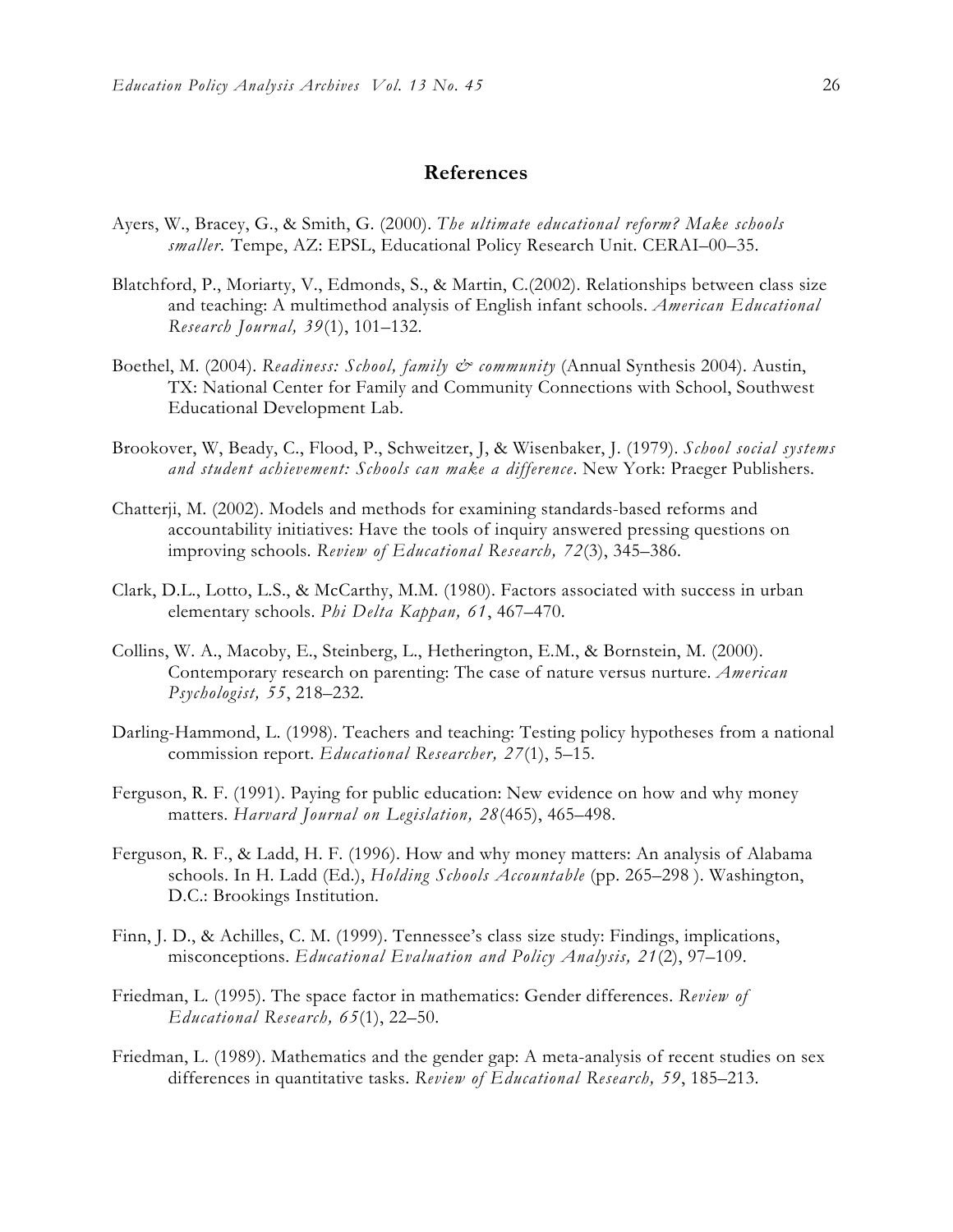## References

Ayers, W., Bracey, G., & Smith, G. (2000). *The ultimate educational reform? Make schools smaller.* Tempe, AZ: EPSL, Educational Policy Research Unit. CERAI–00–35.

Blatchford, P., Moriarty, V., Edmonds, S., & Martin, C.(2002). Relationships between class size and teaching: A multimethod analysis of English infant schools. *American Educational Research Journal, 39*(1), 101–132.

Boethel, M. (2004). *Readiness: School, family & community* (Annual Synthesis 2004). Austin, TX: National Center for Family and Community Connections with School, Southwest Educational Development Lab.

Brookover, W, Beady, C., Flood, P., Schweitzer, J, & Wisenbaker, J. (1979). *School social systems and student achievement: Schools can make a difference*. New York: Praeger Publishers.

Chatterji, M. (2002). Models and methods for examining standards-based reforms and accountability initiatives: Have the tools of inquiry answered pressing questions on improving schools. *Review of Educational Research, 72*(3), 345–386.

Clark, D.L., Lotto, L.S., & McCarthy, M.M. (1980). Factors associated with success in urban elementary schools. *Phi Delta Kappan, 61*, 467–470.

Collins, W. A., Macoby, E., Steinberg, L., Hetherington, E.M., & Bornstein, M. (2000). Contemporary research on parenting: The case of nature versus nurture. *American Psychologist, 55*, 218–232.

Darling-Hammond, L. (1998). Teachers and teaching: Testing policy hypotheses from a national commission report. *Educational Researcher, 27*(1), 5–15.

Ferguson, R. F. (1991). Paying for public education: New evidence on how and why money matters. *Harvard Journal on Legislation, 28*(465), 465–498.

Ferguson, R. F., & Ladd, H. F. (1996). How and why money matters: An analysis of Alabama schools. In H. Ladd (Ed.), *Holding Schools Accountable* (pp. 265–298 ). Washington, D.C.: Brookings Institution.

Finn, J. D., & Achilles, C. M. (1999). Tennessee's class size study: Findings, implications, misconceptions. *Educational Evaluation and Policy Analysis, 21*(2), 97–109.

Friedman, L. (1995). The space factor in mathematics: Gender differences. *Review of Educational Research, 65*(1), 22–50.

Friedman, L. (1989). Mathematics and the gender gap: A meta-analysis of recent studies on sex differences in quantitative tasks. *Review of Educational Research, 59*, 185–213.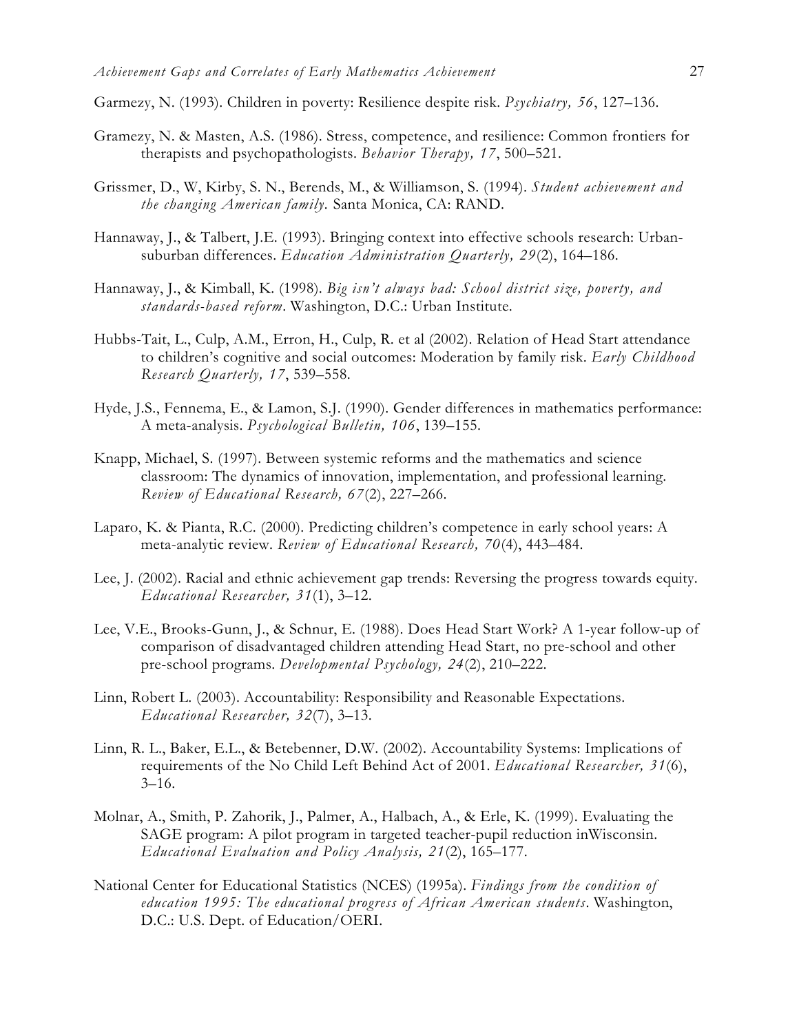Garmezy, N. (1993). Children in poverty: Resilience despite risk. *Psychiatry, 56*, 127–136.

Gramezy, N. & Masten, A.S. (1986). Stress, competence, and resilience: Common frontiers for therapists and psychopathologists. *Behavior Therapy, 17*, 500–521.

Grissmer, D., W, Kirby, S. N., Berends, M., & Williamson, S. (1994). *Student achievement and the changing American family.* Santa Monica, CA: RAND.

Hannaway, J., & Talbert, J.E. (1993). Bringing context into effective schools research: Urban-suburban differences. *Education Administration Quarterly, 29*(2), 164–186.

Hannaway, J., & Kimball, K. (1998). *Big isn't always bad: School district size, poverty, and standards-based reform*. Washington, D.C.: Urban Institute.

Hubbs-Tait, L., Culp, A.M., Erron, H., Culp, R. et al (2002). Relation of Head Start attendance to children's cognitive and social outcomes: Moderation by family risk. *Early Childhood Research Quarterly, 17*, 539–558.

Hyde, J.S., Fennema, E., & Lamon, S.J. (1990). Gender differences in mathematics performance: A meta-analysis. *Psychological Bulletin, 106*, 139–155.

Knapp, Michael, S. (1997). Between systemic reforms and the mathematics and science classroom: The dynamics of innovation, implementation, and professional learning. *Review of Educational Research, 67*(2), 227–266.

Laparo, K. & Pianta, R.C. (2000). Predicting children's competence in early school years: A meta-analytic review. *Review of Educational Research, 70*(4), 443–484.

Lee, J. (2002). Racial and ethnic achievement gap trends: Reversing the progress towards equity. *Educational Researcher, 31*(1), 3–12.

Lee, V.E., Brooks-Gunn, J., & Schnur, E. (1988). Does Head Start Work? A 1-year follow-up of comparison of disadvantaged children attending Head Start, no pre-school and other pre-school programs. *Developmental Psychology, 24*(2), 210–222.

Linn, Robert L. (2003). Accountability: Responsibility and Reasonable Expectations. *Educational Researcher, 32*(7), 3–13.

Linn, R. L., Baker, E.L., & Betebenner, D.W. (2002). Accountability Systems: Implications of requirements of the No Child Left Behind Act of 2001. *Educational Researcher, 31*(6), 3–16.

Molnar, A., Smith, P. Zahorik, J., Palmer, A., Halbach, A., & Erle, K. (1999). Evaluating the SAGE program: A pilot program in targeted teacher-pupil reduction inWisconsin. *Educational Evaluation and Policy Analysis, 21*(2), 165–177.

National Center for Educational Statistics (NCES) (1995a). *Findings from the condition of education 1995: The educational progress of African American students*. Washington, D.C.: U.S. Dept. of Education/OERI.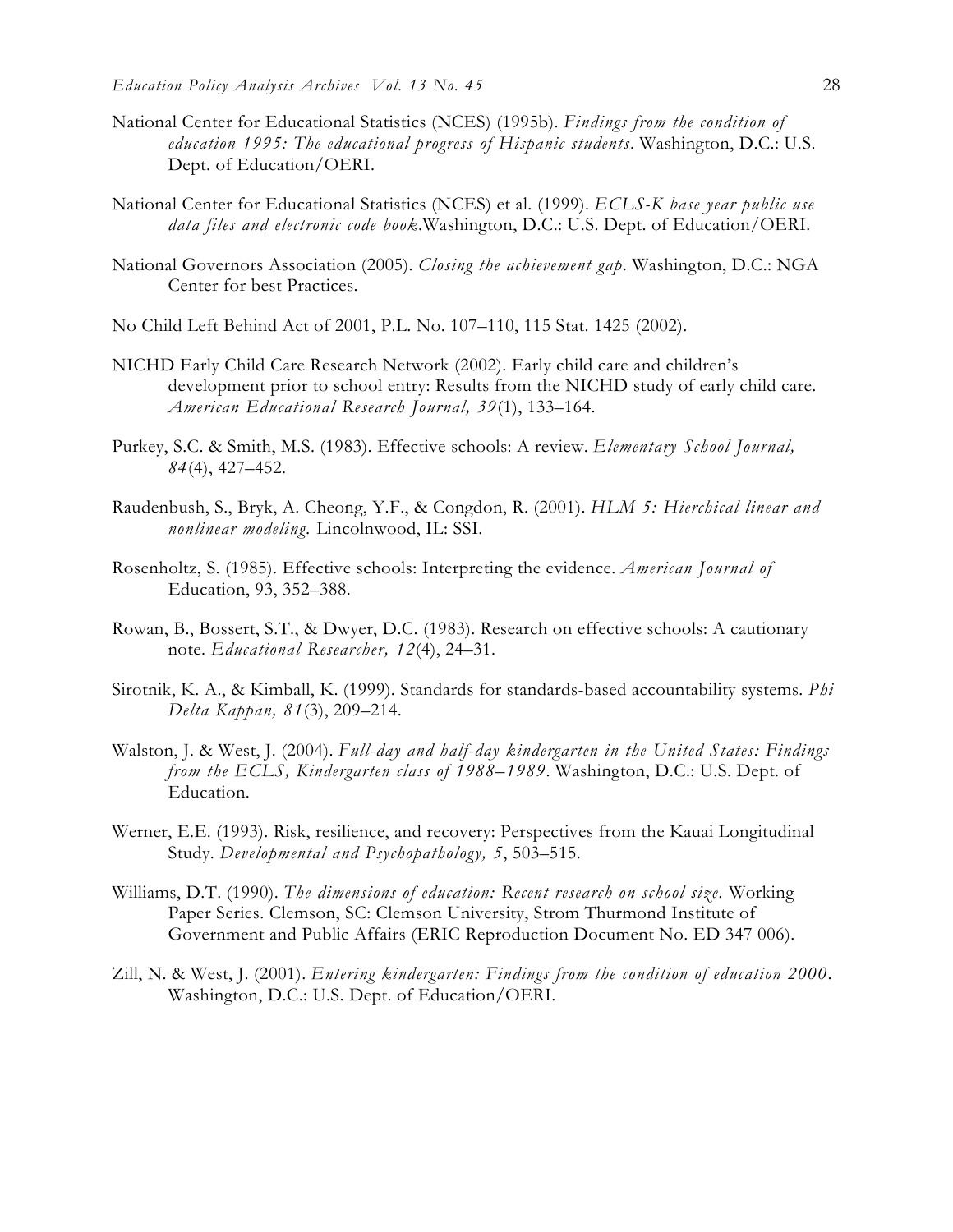National Center for Educational Statistics (NCES) (1995b). *Findings from the condition of education 1995: The educational progress of Hispanic students*. Washington, D.C.: U.S. Dept. of Education/OERI.

National Center for Educational Statistics (NCES) et al. (1999). *ECLS-K base year public use data files and electronic code book*.Washington, D.C.: U.S. Dept. of Education/OERI.

National Governors Association (2005). *Closing the achievement gap*. Washington, D.C.: NGA Center for best Practices.

No Child Left Behind Act of 2001, P.L. No. 107–110, 115 Stat. 1425 (2002).

NICHD Early Child Care Research Network (2002). Early child care and children's development prior to school entry: Results from the NICHD study of early child care. *American Educational Research Journal, 39*(1), 133–164.

Purkey, S.C. & Smith, M.S. (1983). Effective schools: A review. *Elementary School Journal, 84*(4), 427–452.

Raudenbush, S., Bryk, A. Cheong, Y.F., & Congdon, R. (2001). *HLM 5: Hierchical linear and nonlinear modeling.* Lincolnwood, IL: SSI.

Rosenholtz, S. (1985). Effective schools: Interpreting the evidence. *American Journal of* Education, 93, 352–388.

Rowan, B., Bossert, S.T., & Dwyer, D.C. (1983). Research on effective schools: A cautionary note. *Educational Researcher, 12*(4), 24–31.

Sirotnik, K. A., & Kimball, K. (1999). Standards for standards-based accountability systems. *Phi Delta Kappan, 81*(3), 209–214.

Walston, J. & West, J. (2004). *Full-day and half-day kindergarten in the United States: Findings from the ECLS, Kindergarten class of 1988–1989*. Washington, D.C.: U.S. Dept. of Education.

Werner, E.E. (1993). Risk, resilience, and recovery: Perspectives from the Kauai Longitudinal Study. *Developmental and Psychopathology, 5*, 503–515.

Williams, D.T. (1990). *The dimensions of education: Recent research on school size*. Working Paper Series. Clemson, SC: Clemson University, Strom Thurmond Institute of Government and Public Affairs (ERIC Reproduction Document No. ED 347 006).

Zill, N. & West, J. (2001). *Entering kindergarten: Findings from the condition of education 2000*. Washington, D.C.: U.S. Dept. of Education/OERI.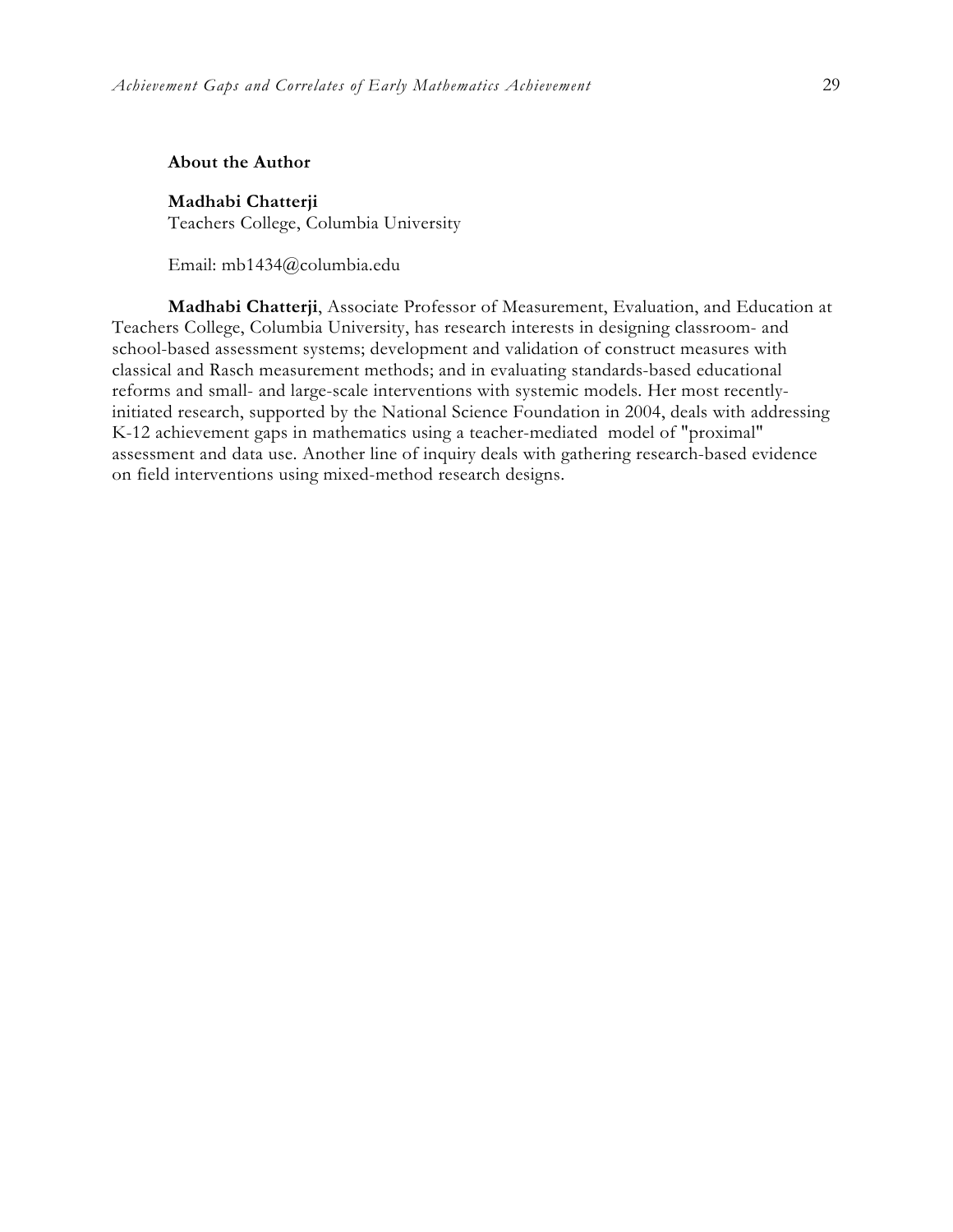**About the Author**

**Madhabi Chatterji**
Teachers College, Columbia University

Email: mb1434@columbia.edu

**Madhabi Chatterji**, Associate Professor of Measurement, Evaluation, and Education at Teachers College, Columbia University, has research interests in designing classroom- and school-based assessment systems; development and validation of construct measures with classical and Rasch measurement methods; and in evaluating standards-based educational reforms and small- and large-scale interventions with systemic models. Her most recently-initiated research, supported by the National Science Foundation in 2004, deals with addressing K-12 achievement gaps in mathematics using a teacher-mediated model of "proximal" assessment and data use. Another line of inquiry deals with gathering research-based evidence on field interventions using mixed-method research designs.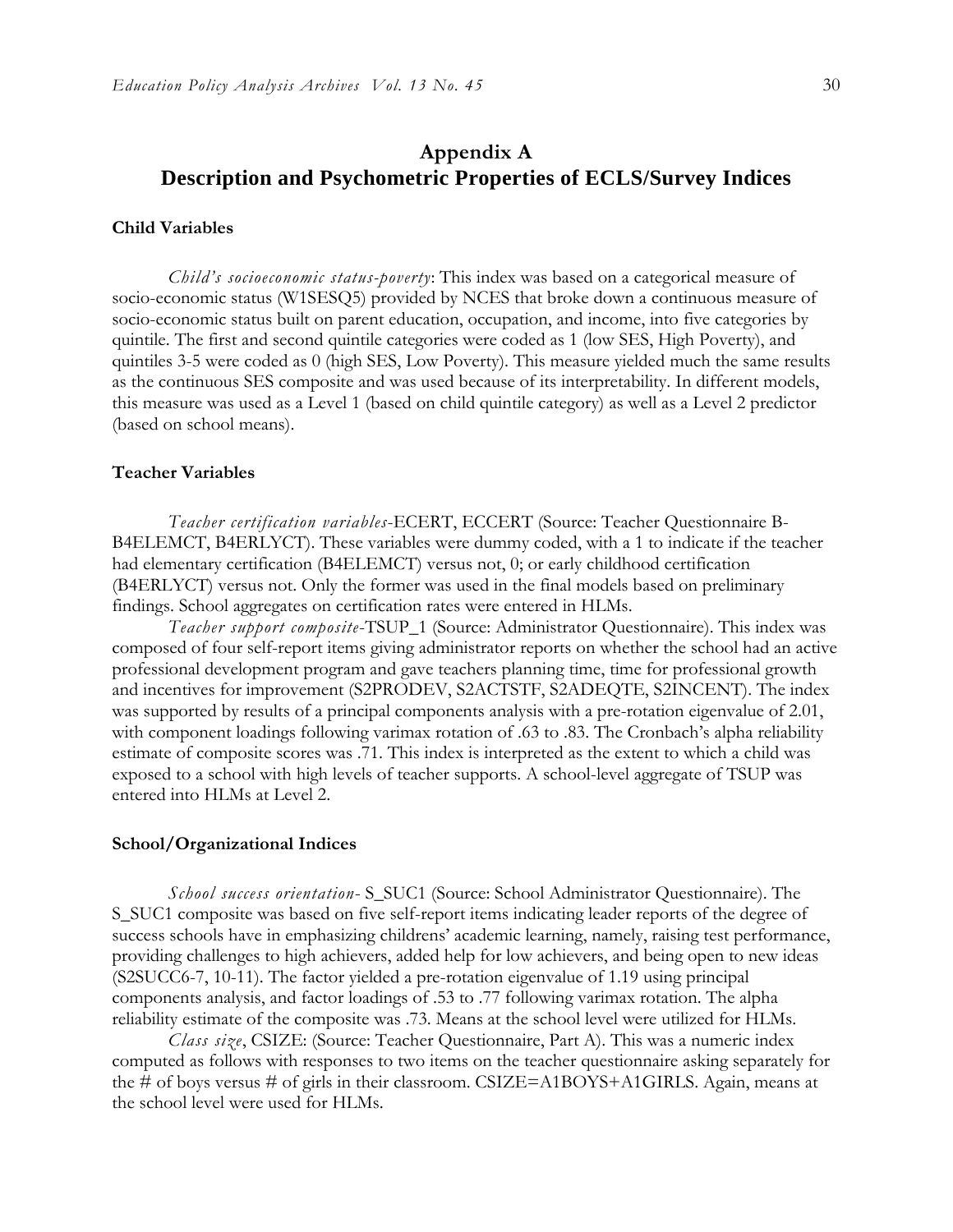# Appendix A
# Description and Psychometric Properties of ECLS/Survey Indices

### Child Variables

*Child's socioeconomic status-poverty*: This index was based on a categorical measure of socio-economic status (W1SESQ5) provided by NCES that broke down a continuous measure of socio-economic status built on parent education, occupation, and income, into five categories by quintile. The first and second quintile categories were coded as 1 (low SES, High Poverty), and quintiles 3-5 were coded as 0 (high SES, Low Poverty). This measure yielded much the same results as the continuous SES composite and was used because of its interpretability. In different models, this measure was used as a Level 1 (based on child quintile category) as well as a Level 2 predictor (based on school means).

### Teacher Variables

*Teacher certification variables*-ECERT, ECCERT (Source: Teacher Questionnaire B-B4ELEMCT, B4ERLYCT). These variables were dummy coded, with a 1 to indicate if the teacher had elementary certification (B4ELEMCT) versus not, 0; or early childhood certification (B4ERLYCT) versus not. Only the former was used in the final models based on preliminary findings. School aggregates on certification rates were entered in HLMs.

*Teacher support composite*-TSUP_1 (Source: Administrator Questionnaire). This index was composed of four self-report items giving administrator reports on whether the school had an active professional development program and gave teachers planning time, time for professional growth and incentives for improvement (S2PRODEV, S2ACTSTF, S2ADEQTE, S2INCENT). The index was supported by results of a principal components analysis with a pre-rotation eigenvalue of 2.01, with component loadings following varimax rotation of .63 to .83. The Cronbach's alpha reliability estimate of composite scores was .71. This index is interpreted as the extent to which a child was exposed to a school with high levels of teacher supports. A school-level aggregate of TSUP was entered into HLMs at Level 2.

### School/Organizational Indices

*School success orientation*- S_SUC1 (Source: School Administrator Questionnaire). The S_SUC1 composite was based on five self-report items indicating leader reports of the degree of success schools have in emphasizing childrens' academic learning, namely, raising test performance, providing challenges to high achievers, added help for low achievers, and being open to new ideas (S2SUCC6-7, 10-11). The factor yielded a pre-rotation eigenvalue of 1.19 using principal components analysis, and factor loadings of .53 to .77 following varimax rotation. The alpha reliability estimate of the composite was .73. Means at the school level were utilized for HLMs.

*Class size*, CSIZE: (Source: Teacher Questionnaire, Part A). This was a numeric index computed as follows with responses to two items on the teacher questionnaire asking separately for the # of boys versus # of girls in their classroom. CSIZE=A1BOYS+A1GIRLS. Again, means at the school level were used for HLMs.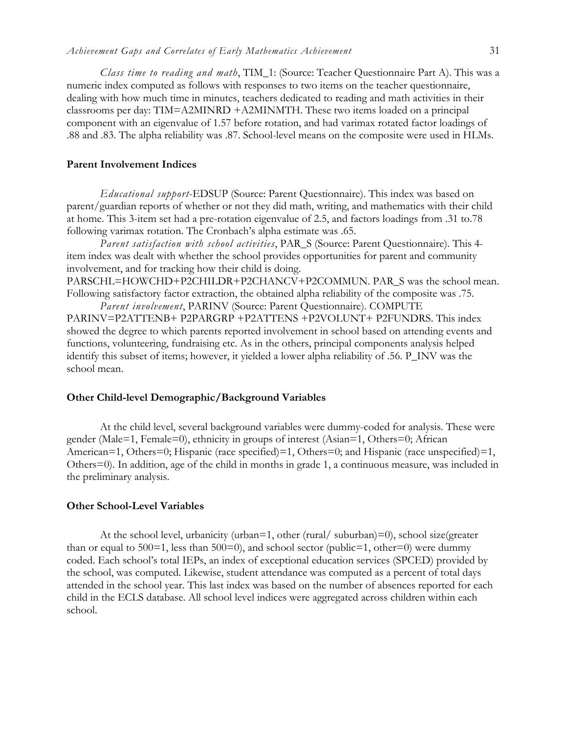*Class time to reading and math*, TIM_1: (Source: Teacher Questionnaire Part A). This was a numeric index computed as follows with responses to two items on the teacher questionnaire, dealing with how much time in minutes, teachers dedicated to reading and math activities in their classrooms per day: TIM=A2MINRD +A2MINMTH. These two items loaded on a principal component with an eigenvalue of 1.57 before rotation, and had varimax rotated factor loadings of .88 and .83. The alpha reliability was .87. School-level means on the composite were used in HLMs.

### Parent Involvement Indices

*Educational support*-EDSUP (Source: Parent Questionnaire). This index was based on parent/guardian reports of whether or not they did math, writing, and mathematics with their child at home. This 3-item set had a pre-rotation eigenvalue of 2.5, and factors loadings from .31 to.78 following varimax rotation. The Cronbach's alpha estimate was .65.

*Parent satisfaction with school activities*, PAR_S (Source: Parent Questionnaire). This 4-item index was dealt with whether the school provides opportunities for parent and community involvement, and for tracking how their child is doing. PARSCHL=HOWCHD+P2CHILDR+P2CHANCV+P2COMMUN. PAR_S was the school mean. Following satisfactory factor extraction, the obtained alpha reliability of the composite was .75.

*Parent involvement*, PARINV (Source: Parent Questionnaire). COMPUTE PARINV=P2ATTENB+ P2PARGRP +P2ATTENS +P2VOLUNT+ P2FUNDRS. This index showed the degree to which parents reported involvement in school based on attending events and functions, volunteering, fundraising etc. As in the others, principal components analysis helped identify this subset of items; however, it yielded a lower alpha reliability of .56. P_INV was the school mean.

### Other Child-level Demographic/Background Variables

At the child level, several background variables were dummy-coded for analysis. These were gender (Male=1, Female=0), ethnicity in groups of interest (Asian=1, Others=0; African American=1, Others=0; Hispanic (race specified)=1, Others=0; and Hispanic (race unspecified)=1, Others=0). In addition, age of the child in months in grade 1, a continuous measure, was included in the preliminary analysis.

### Other School-Level Variables

At the school level, urbanicity (urban=1, other (rural/ suburban)=0), school size(greater than or equal to 500=1, less than 500=0), and school sector (public=1, other=0) were dummy coded. Each school's total IEPs, an index of exceptional education services (SPCED) provided by the school, was computed. Likewise, student attendance was computed as a percent of total days attended in the school year. This last index was based on the number of absences reported for each child in the ECLS database. All school level indices were aggregated across children within each school.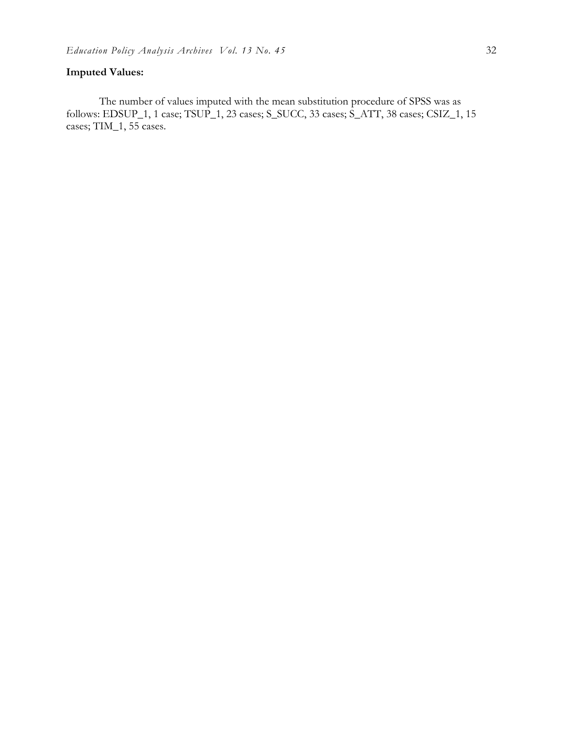**Imputed Values:**

The number of values imputed with the mean substitution procedure of SPSS was as follows: EDSUP_1, 1 case; TSUP_1, 23 cases; S_SUCC, 33 cases; S_ATT, 38 cases; CSIZ_1, 15 cases; TIM_1, 55 cases.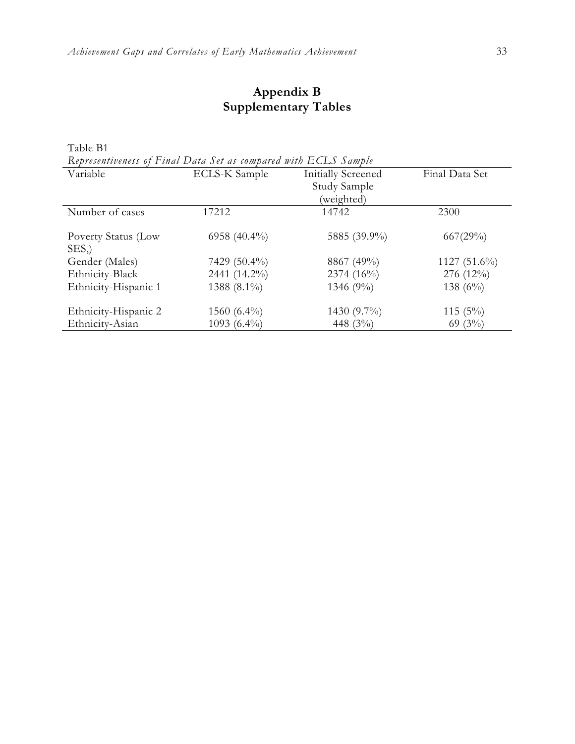# Appendix B
## Supplementary Tables

Table B1

*Representiveness of Final Data Set as compared with ECLS Sample*

| Variable | ECLS-K Sample | Initially Screened Study Sample (weighted) | Final Data Set |
|---|---|---|---|
| Number of cases | 17212 | 14742 | 2300 |
| Poverty Status (Low SES,) | 6958 (40.4%) | 5885 (39.9%) | 667(29%) |
| Gender (Males) | 7429 (50.4%) | 8867 (49%) | 1127 (51.6%) |
| Ethnicity-Black | 2441 (14.2%) | 2374 (16%) | 276 (12%) |
| Ethnicity-Hispanic 1 | 1388 (8.1%) | 1346 (9%) | 138 (6%) |
| Ethnicity-Hispanic 2 | 1560 (6.4%) | 1430 (9.7%) | 115 (5%) |
| Ethnicity-Asian | 1093 (6.4%) | 448 (3%) | 69 (3%) |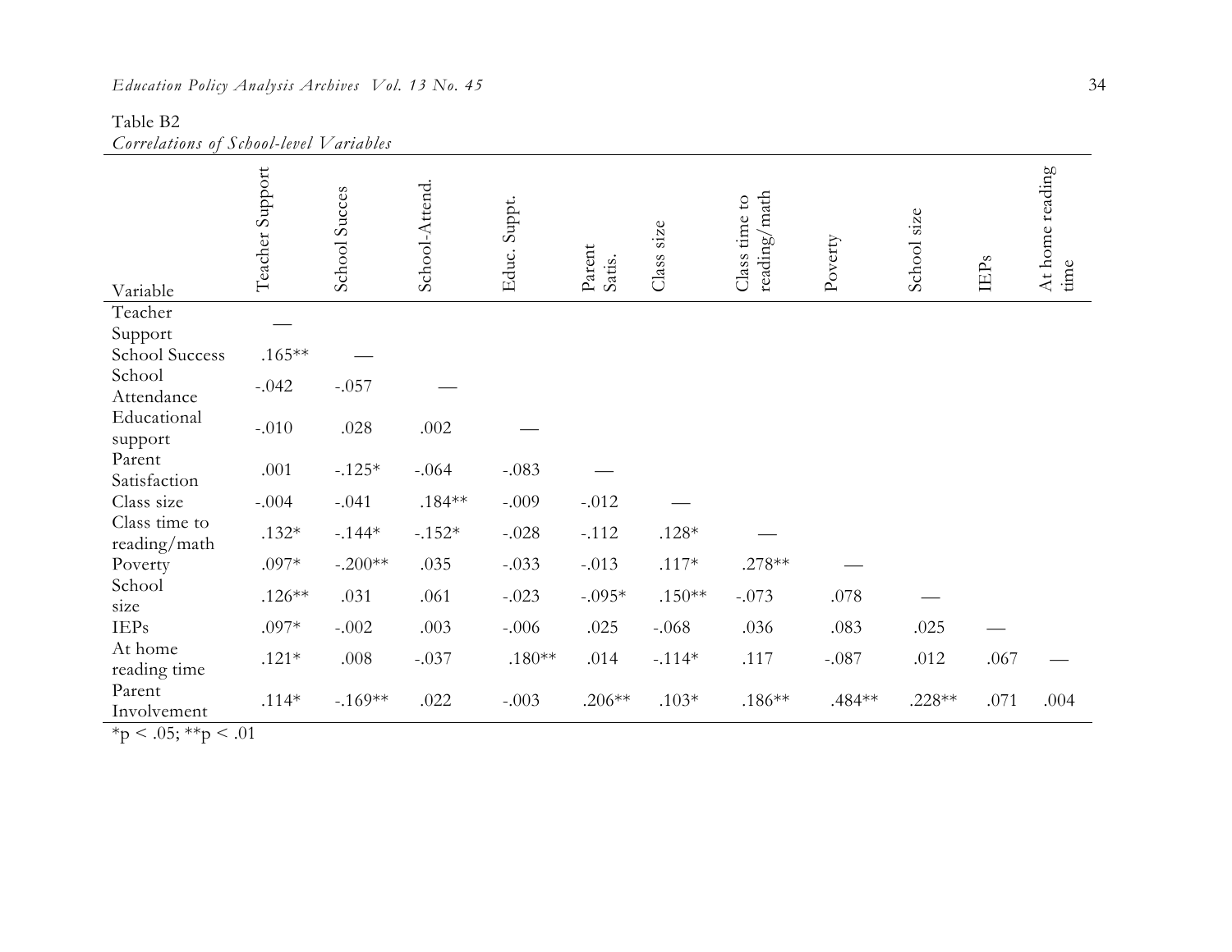Table B2

*Correlations of School-level Variables*

| Variable | Teacher Support | School Succes | School-Attend. | Educ. Suppt. | Parent Satis. | Class size | Class time to reading/math | Poverty | School size | IEPs | At home reading time |
|---|---|---|---|---|---|---|---|---|---|---|---|
| Teacher Support | — | | | | | | | | | | |
| School Success | .165** | — | | | | | | | | | |
| School Attendance | -.042 | -.057 | — | | | | | | | | |
| Educational support | -.010 | .028 | .002 | — | | | | | | | |
| Parent Satisfaction | .001 | -.125* | -.064 | -.083 | — | | | | | | |
| Class size | -.004 | -.041 | .184** | -.009 | -.012 | — | | | | | |
| Class time to reading/math | .132* | -.144* | -.152* | -.028 | -.112 | .128* | — | | | | |
| Poverty | .097* | -.200** | .035 | -.033 | -.013 | .117* | .278** | — | | | |
| School size | .126** | .031 | .061 | -.023 | -.095* | .150** | -.073 | .078 | — | | |
| IEPs | .097* | -.002 | .003 | -.006 | .025 | -.068 | .036 | .083 | .025 | — | |
| At home reading time | .121* | .008 | -.037 | .180** | .014 | -.114* | .117 | -.087 | .012 | .067 | — |
| Parent Involvement | .114* | -.169** | .022 | -.003 | .206** | .103* | .186** | .484** | .228** | .071 | .004 |

*p < .05; **p < .01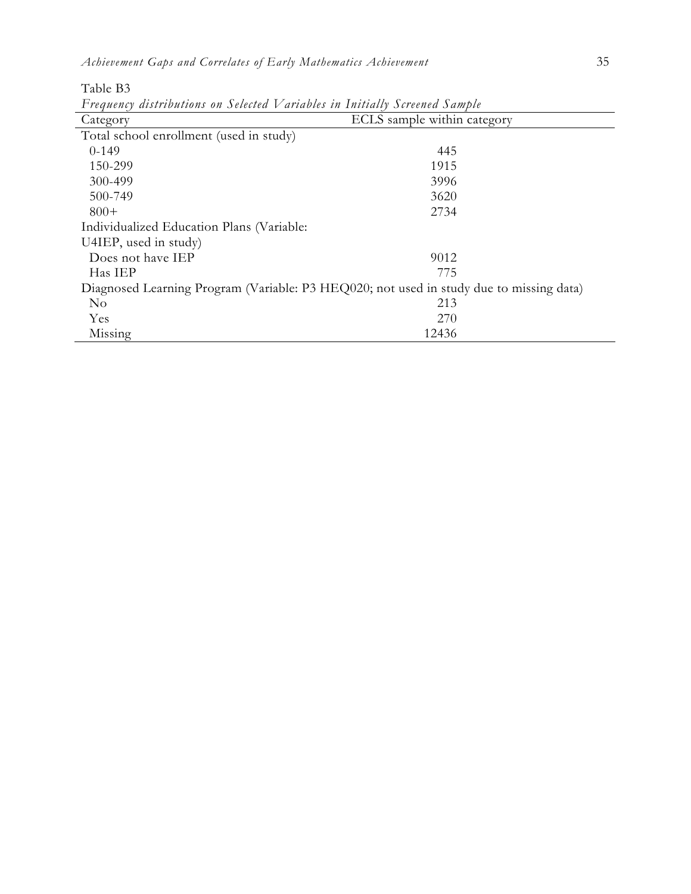Table B3

*Frequency distributions on Selected Variables in Initially Screened Sample*

| Category | ECLS sample within category |
|---|---|
| Total school enrollment (used in study) | |
| 0-149 | 445 |
| 150-299 | 1915 |
| 300-499 | 3996 |
| 500-749 | 3620 |
| 800+ | 2734 |
| Individualized Education Plans (Variable: U4IEP, used in study) | |
| Does not have IEP | 9012 |
| Has IEP | 775 |
| Diagnosed Learning Program (Variable: P3 HEQ020; not used in study due to missing data) | |
| No | 213 |
| Yes | 270 |
| Missing | 12436 |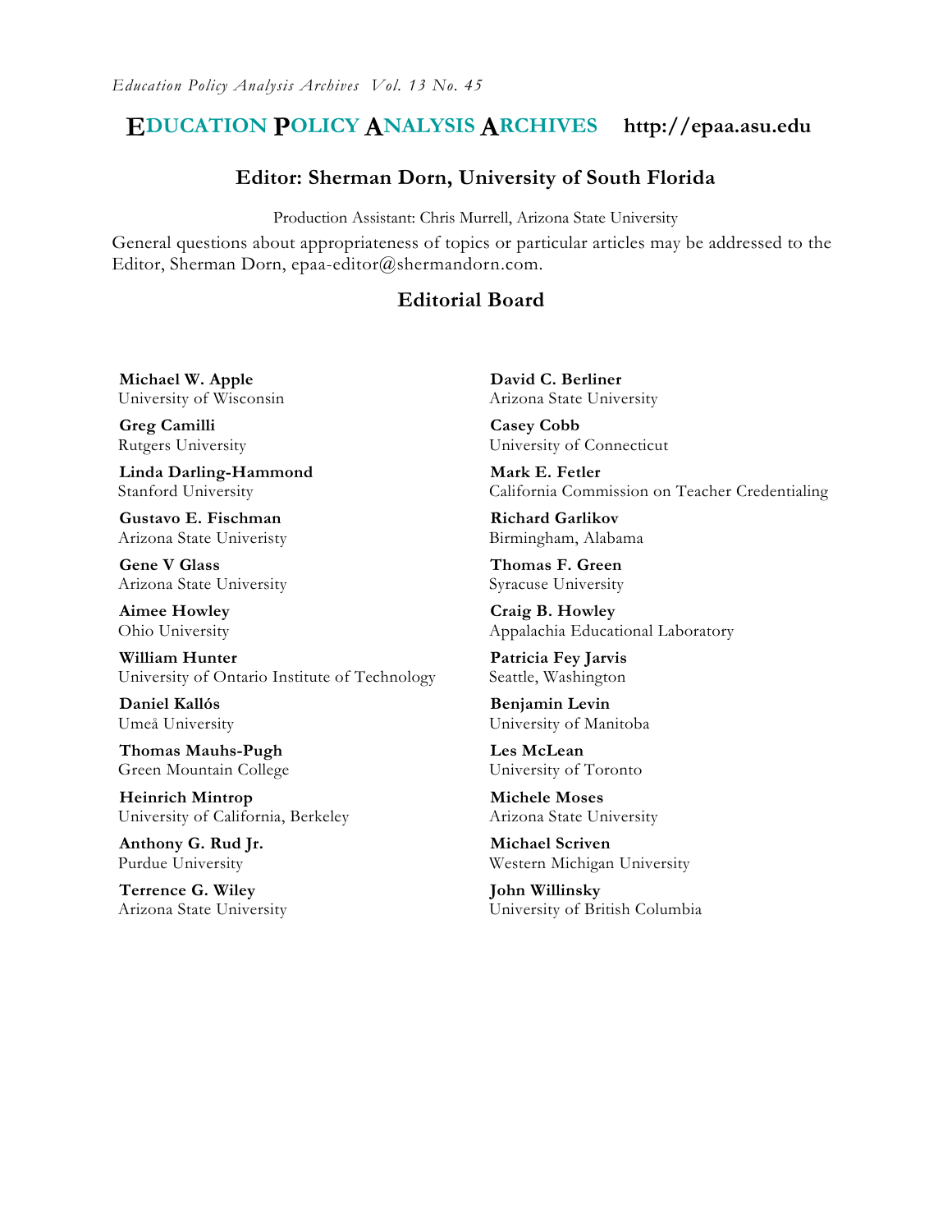# EDUCATION POLICY ANALYSIS ARCHIVES http://epaa.asu.edu

## Editor: Sherman Dorn, University of South Florida

Production Assistant: Chris Murrell, Arizona State University

General questions about appropriateness of topics or particular articles may be addressed to the Editor, Sherman Dorn, epaa-editor@shermandorn.com.

## Editorial Board

**Michael W. Apple**
University of Wisconsin

**David C. Berliner**
Arizona State University

**Greg Camilli**
Rutgers University

**Casey Cobb**
University of Connecticut

**Linda Darling-Hammond**
Stanford University

**Mark E. Fetler**
California Commission on Teacher Credentialing

**Gustavo E. Fischman**
Arizona State Univeristy

**Richard Garlikov**
Birmingham, Alabama

**Gene V Glass**
Arizona State University

**Thomas F. Green**
Syracuse University

**Aimee Howley**
Ohio University

**Craig B. Howley**
Appalachia Educational Laboratory

**William Hunter**
University of Ontario Institute of Technology

**Patricia Fey Jarvis**
Seattle, Washington

**Daniel Kallós**
Umeå University

**Benjamin Levin**
University of Manitoba

**Thomas Mauhs-Pugh**
Green Mountain College

**Les McLean**
University of Toronto

**Heinrich Mintrop**
University of California, Berkeley

**Michele Moses**
Arizona State University

**Anthony G. Rud Jr.**
Purdue University

**Michael Scriven**
Western Michigan University

**Terrence G. Wiley**
Arizona State University

**John Willinsky**
University of British Columbia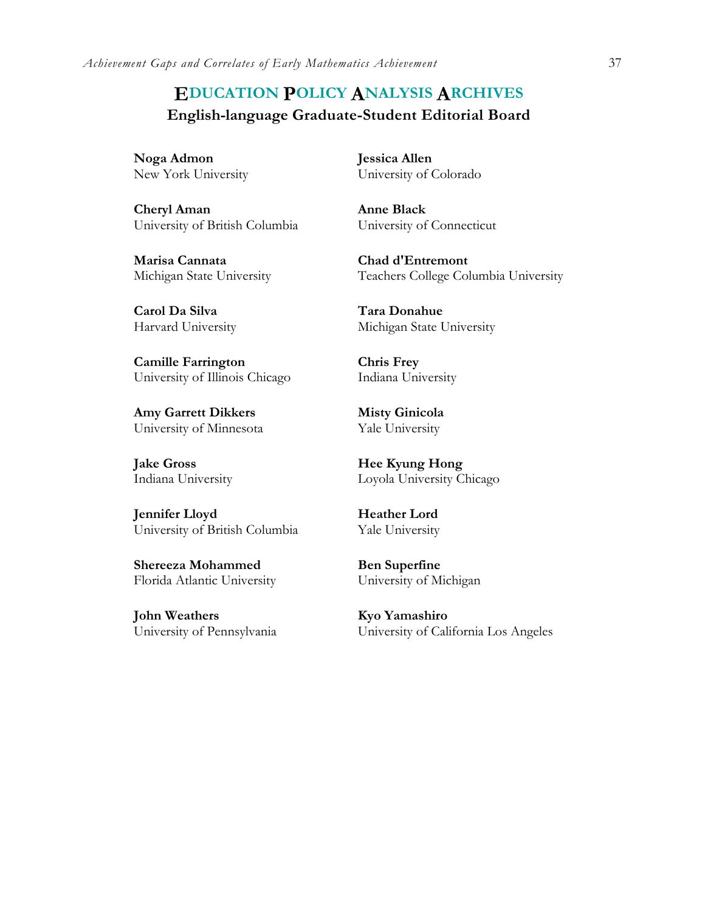# EDUCATION POLICY ANALYSIS ARCHIVES

## English-language Graduate-Student Editorial Board

**Noga Admon**
New York University

**Jessica Allen**
University of Colorado

**Cheryl Aman**
University of British Columbia

**Anne Black**
University of Connecticut

**Marisa Cannata**
Michigan State University

**Chad d'Entremont**
Teachers College Columbia University

**Carol Da Silva**
Harvard University

**Tara Donahue**
Michigan State University

**Camille Farrington**
University of Illinois Chicago

**Chris Frey**
Indiana University

**Amy Garrett Dikkers**
University of Minnesota

**Misty Ginicola**
Yale University

**Jake Gross**
Indiana University

**Hee Kyung Hong**
Loyola University Chicago

**Jennifer Lloyd**
University of British Columbia

**Heather Lord**
Yale University

**Shereeza Mohammed**
Florida Atlantic University

**Ben Superfine**
University of Michigan

**John Weathers**
University of Pennsylvania

**Kyo Yamashiro**
University of California Los Angeles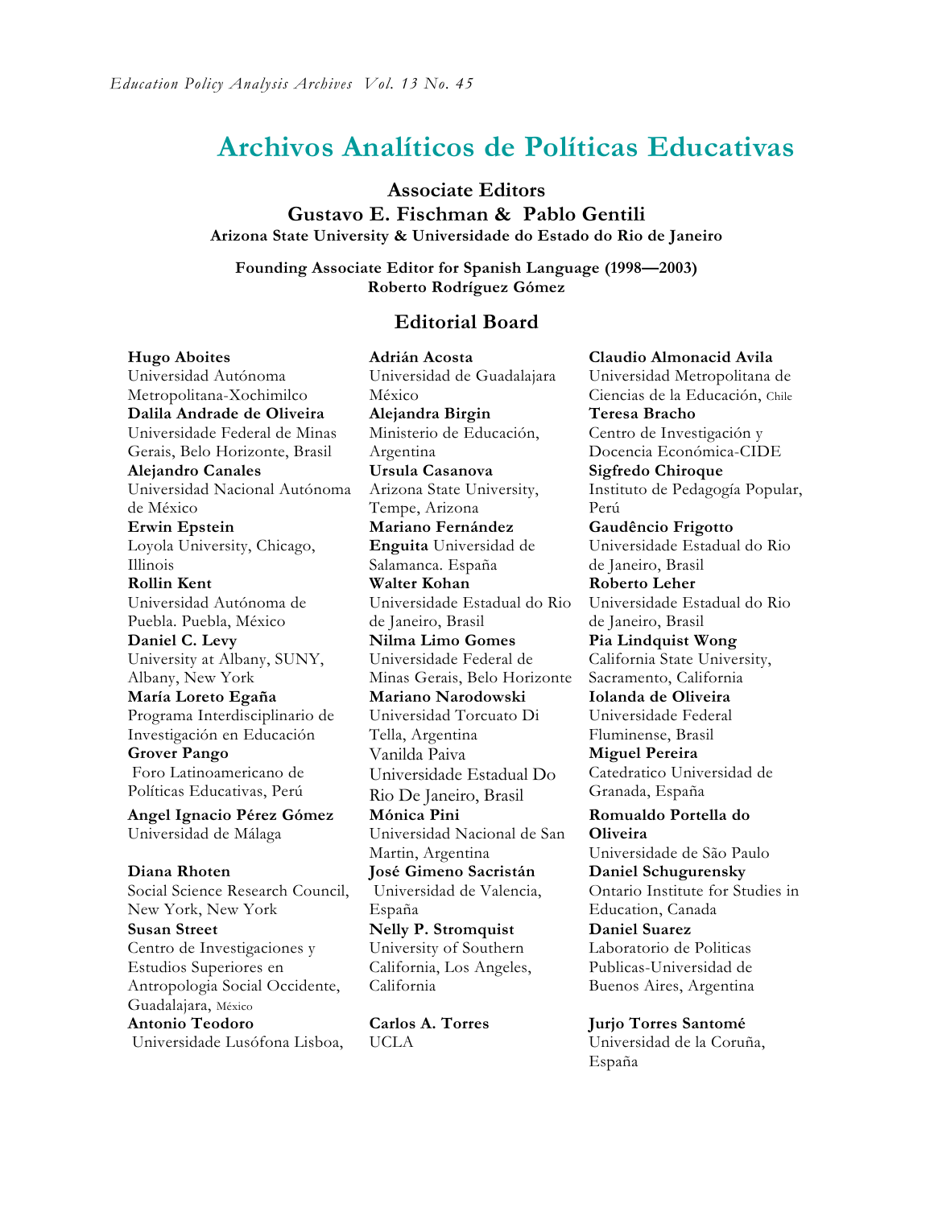# Archivos Analíticos de Políticas Educativas

**Associate Editors**
**Gustavo E. Fischman & Pablo Gentili**
**Arizona State University & Universidade do Estado do Rio de Janeiro**

**Founding Associate Editor for Spanish Language (1998—2003)**
**Roberto Rodríguez Gómez**

## Editorial Board

**Hugo Aboites**
Universidad Autónoma Metropolitana-Xochimilco

**Dalila Andrade de Oliveira**
Universidade Federal de Minas Gerais, Belo Horizonte, Brasil

**Alejandro Canales**
Universidad Nacional Autónoma de México

**Erwin Epstein**
Loyola University, Chicago, Illinois

**Rollin Kent**
Universidad Autónoma de Puebla. Puebla, México

**Daniel C. Levy**
University at Albany, SUNY, Albany, New York

**María Loreto Egaña**
Programa Interdisciplinario de Investigación en Educación

**Grover Pango**
Foro Latinoamericano de Políticas Educativas, Perú

**Angel Ignacio Pérez Gómez**
Universidad de Málaga

**Diana Rhoten**
Social Science Research Council, New York, New York

**Susan Street**
Centro de Investigaciones y Estudios Superiores en Antropologia Social Occidente, Guadalajara, México

**Antonio Teodoro**
Universidade Lusófona Lisboa,

**Adrián Acosta**
Universidad de Guadalajara México

**Alejandra Birgin**
Ministerio de Educación, Argentina

**Ursula Casanova**
Arizona State University, Tempe, Arizona

**Mariano Fernández Enguita** Universidad de Salamanca. España

**Walter Kohan**
Universidade Estadual do Rio de Janeiro, Brasil

**Nilma Limo Gomes**
Universidade Federal de Minas Gerais, Belo Horizonte

**Mariano Narodowski**
Universidad Torcuato Di Tella, Argentina

Vanilda Paiva
Universidade Estadual Do Rio De Janeiro, Brasil

**Mónica Pini**
Universidad Nacional de San Martin, Argentina

**José Gimeno Sacristán**
Universidad de Valencia, España

**Nelly P. Stromquist**
University of Southern California, Los Angeles, California

**Carlos A. Torres**
UCLA

**Claudio Almonacid Avila**
Universidad Metropolitana de Ciencias de la Educación, Chile

**Teresa Bracho**
Centro de Investigación y Docencia Económica-CIDE

**Sigfredo Chiroque**
Instituto de Pedagogía Popular, Perú

**Gaudêncio Frigotto**
Universidade Estadual do Rio de Janeiro, Brasil

**Roberto Leher**
Universidade Estadual do Rio de Janeiro, Brasil

**Pia Lindquist Wong**
California State University, Sacramento, California

**Iolanda de Oliveira**
Universidade Federal Fluminense, Brasil

**Miguel Pereira**
Catedratico Universidad de Granada, España

**Romualdo Portella do Oliveira**
Universidade de São Paulo

**Daniel Schugurensky**
Ontario Institute for Studies in Education, Canada

**Daniel Suarez**
Laboratorio de Politicas Publicas-Universidad de Buenos Aires, Argentina

**Jurjo Torres Santomé**
Universidad de la Coruña, España